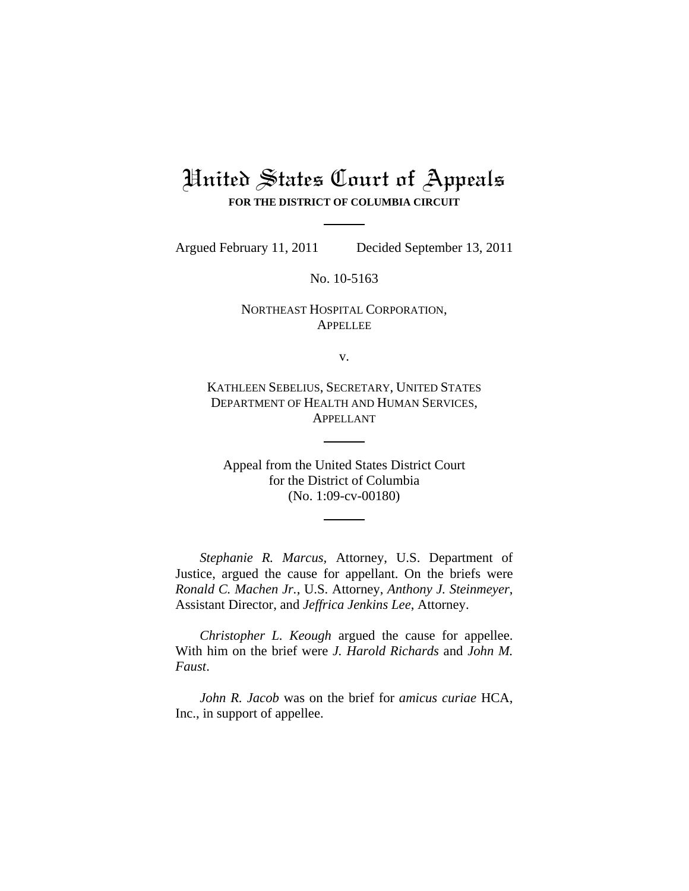# United States Court of Appeals

**FOR THE DISTRICT OF COLUMBIA CIRCUIT**

---

Argued February 11, 2011 Decided September 13, 2011

No. 10-5163

NORTHEAST HOSPITAL CORPORATION,
APPELLEE

v.

KATHLEEN SEBELIUS, SECRETARY, UNITED STATES DEPARTMENT OF HEALTH AND HUMAN SERVICES,
APPELLANT

---

Appeal from the United States District Court
for the District of Columbia
(No. 1:09-cv-00180)

---

*Stephanie R. Marcus*, Attorney, U.S. Department of Justice, argued the cause for appellant. On the briefs were *Ronald C. Machen Jr.*, U.S. Attorney, *Anthony J. Steinmeyer*, Assistant Director, and *Jeffrica Jenkins Lee*, Attorney.

*Christopher L. Keough* argued the cause for appellee. With him on the brief were *J. Harold Richards* and *John M. Faust*.

*John R. Jacob* was on the brief for *amicus curiae* HCA, Inc., in support of appellee.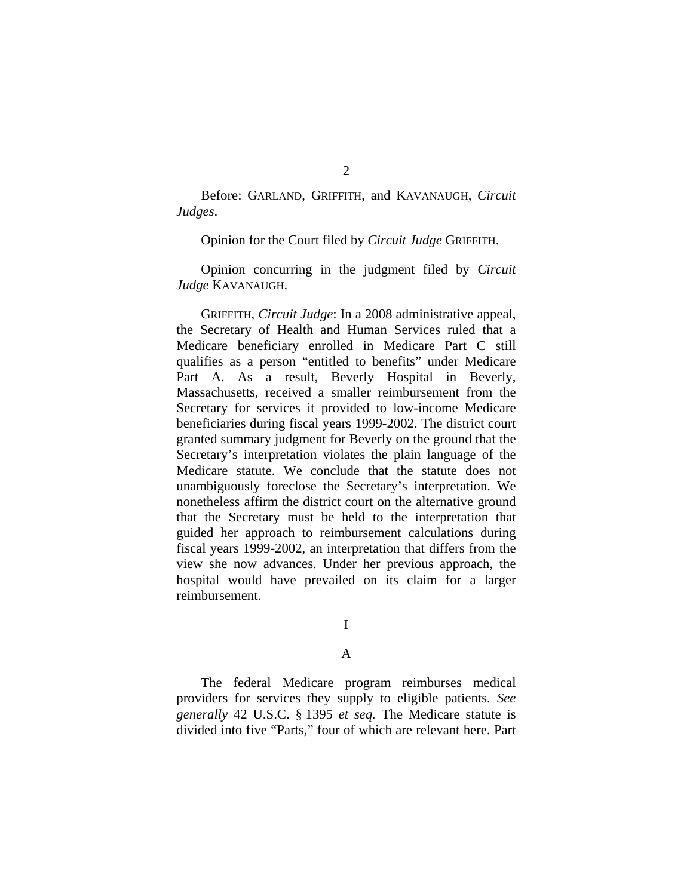Before: GARLAND, GRIFFITH, and KAVANAUGH, *Circuit Judges*.

Opinion for the Court filed by *Circuit Judge* GRIFFITH.

Opinion concurring in the judgment filed by *Circuit Judge* KAVANAUGH.

GRIFFITH, *Circuit Judge*: In a 2008 administrative appeal, the Secretary of Health and Human Services ruled that a Medicare beneficiary enrolled in Medicare Part C still qualifies as a person "entitled to benefits" under Medicare Part A. As a result, Beverly Hospital in Beverly, Massachusetts, received a smaller reimbursement from the Secretary for services it provided to low-income Medicare beneficiaries during fiscal years 1999-2002. The district court granted summary judgment for Beverly on the ground that the Secretary's interpretation violates the plain language of the Medicare statute. We conclude that the statute does not unambiguously foreclose the Secretary's interpretation. We nonetheless affirm the district court on the alternative ground that the Secretary must be held to the interpretation that guided her approach to reimbursement calculations during fiscal years 1999-2002, an interpretation that differs from the view she now advances. Under her previous approach, the hospital would have prevailed on its claim for a larger reimbursement.

## I

### A

The federal Medicare program reimburses medical providers for services they supply to eligible patients. *See generally* 42 U.S.C. § 1395 *et seq.* The Medicare statute is divided into five "Parts," four of which are relevant here. Part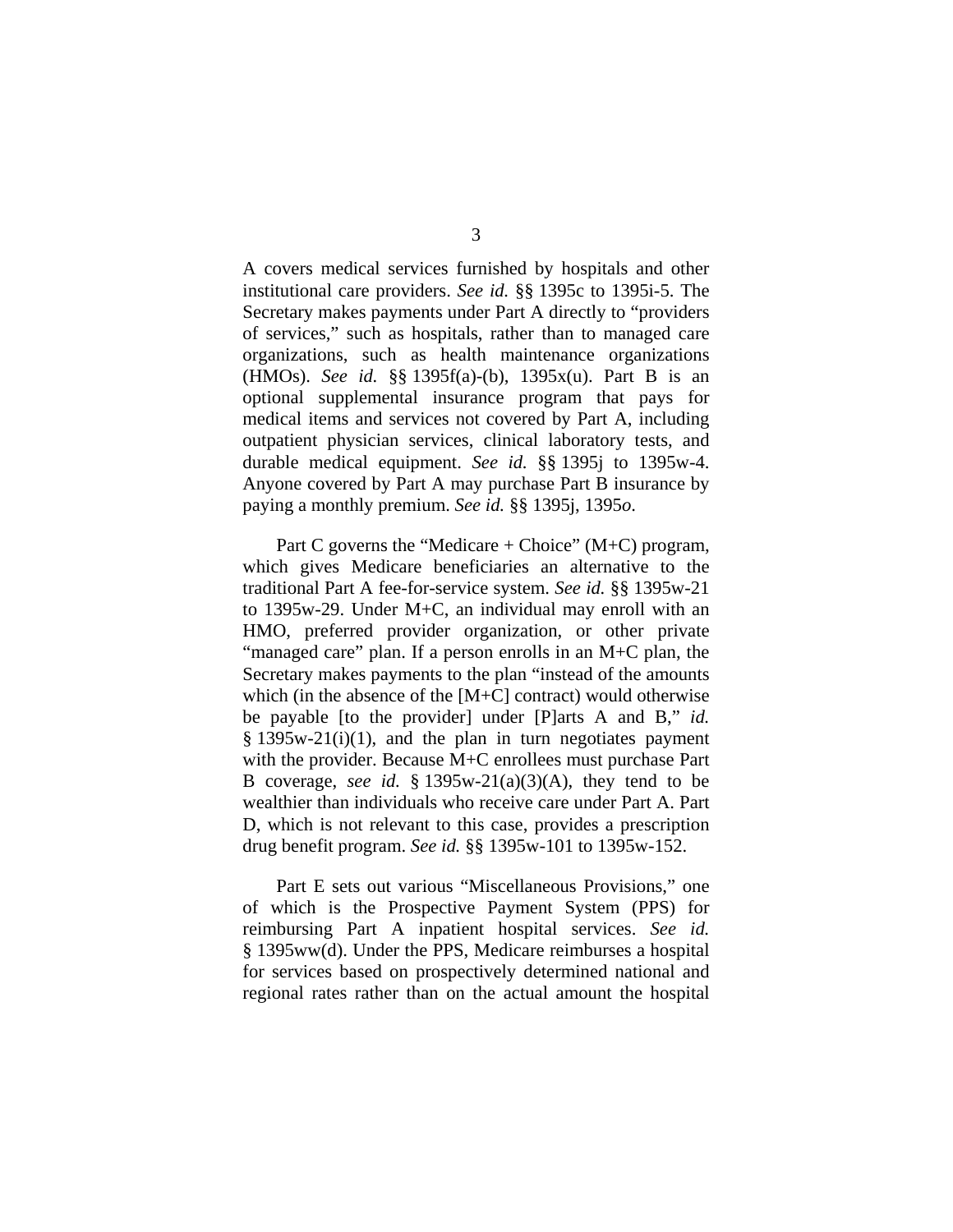A covers medical services furnished by hospitals and other institutional care providers. *See id.* §§ 1395c to 1395i-5. The Secretary makes payments under Part A directly to "providers of services," such as hospitals, rather than to managed care organizations, such as health maintenance organizations (HMOs). *See id.* §§ 1395f(a)-(b), 1395x(u). Part B is an optional supplemental insurance program that pays for medical items and services not covered by Part A, including outpatient physician services, clinical laboratory tests, and durable medical equipment. *See id.* §§ 1395j to 1395w-4. Anyone covered by Part A may purchase Part B insurance by paying a monthly premium. *See id.* §§ 1395j, 1395*o*.

Part C governs the "Medicare + Choice" (M+C) program, which gives Medicare beneficiaries an alternative to the traditional Part A fee-for-service system. *See id.* §§ 1395w-21 to 1395w-29. Under M+C, an individual may enroll with an HMO, preferred provider organization, or other private "managed care" plan. If a person enrolls in an M+C plan, the Secretary makes payments to the plan "instead of the amounts which (in the absence of the [M+C] contract) would otherwise be payable [to the provider] under [P]arts A and B," *id.* § 1395w-21(i)(1), and the plan in turn negotiates payment with the provider. Because M+C enrollees must purchase Part B coverage, *see id.* § 1395w-21(a)(3)(A), they tend to be wealthier than individuals who receive care under Part A. Part D, which is not relevant to this case, provides a prescription drug benefit program. *See id.* §§ 1395w-101 to 1395w-152.

Part E sets out various "Miscellaneous Provisions," one of which is the Prospective Payment System (PPS) for reimbursing Part A inpatient hospital services. *See id.* § 1395ww(d). Under the PPS, Medicare reimburses a hospital for services based on prospectively determined national and regional rates rather than on the actual amount the hospital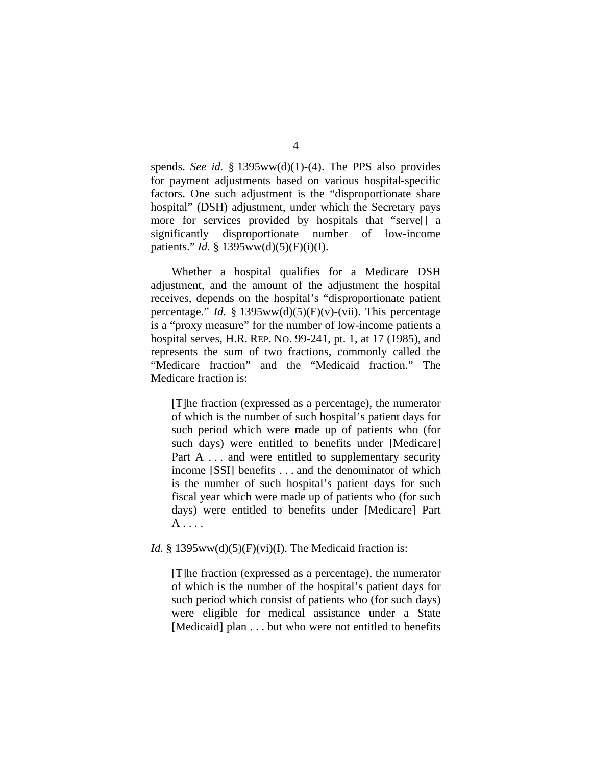spends. *See id.* § 1395ww(d)(1)-(4). The PPS also provides for payment adjustments based on various hospital-specific factors. One such adjustment is the "disproportionate share hospital" (DSH) adjustment, under which the Secretary pays more for services provided by hospitals that "serve[] a significantly disproportionate number of low-income patients." *Id.* § 1395ww(d)(5)(F)(i)(I).

Whether a hospital qualifies for a Medicare DSH adjustment, and the amount of the adjustment the hospital receives, depends on the hospital's "disproportionate patient percentage." *Id.* § 1395ww(d)(5)(F)(v)-(vii). This percentage is a "proxy measure" for the number of low-income patients a hospital serves, H.R. REP. NO. 99-241, pt. 1, at 17 (1985), and represents the sum of two fractions, commonly called the "Medicare fraction" and the "Medicaid fraction." The Medicare fraction is:

> [T]he fraction (expressed as a percentage), the numerator of which is the number of such hospital's patient days for such period which were made up of patients who (for such days) were entitled to benefits under [Medicare] Part A . . . and were entitled to supplementary security income [SSI] benefits . . . and the denominator of which is the number of such hospital's patient days for such fiscal year which were made up of patients who (for such days) were entitled to benefits under [Medicare] Part A . . . .

*Id.* § 1395ww(d)(5)(F)(vi)(I). The Medicaid fraction is:

> [T]he fraction (expressed as a percentage), the numerator of which is the number of the hospital's patient days for such period which consist of patients who (for such days) were eligible for medical assistance under a State [Medicaid] plan . . . but who were not entitled to benefits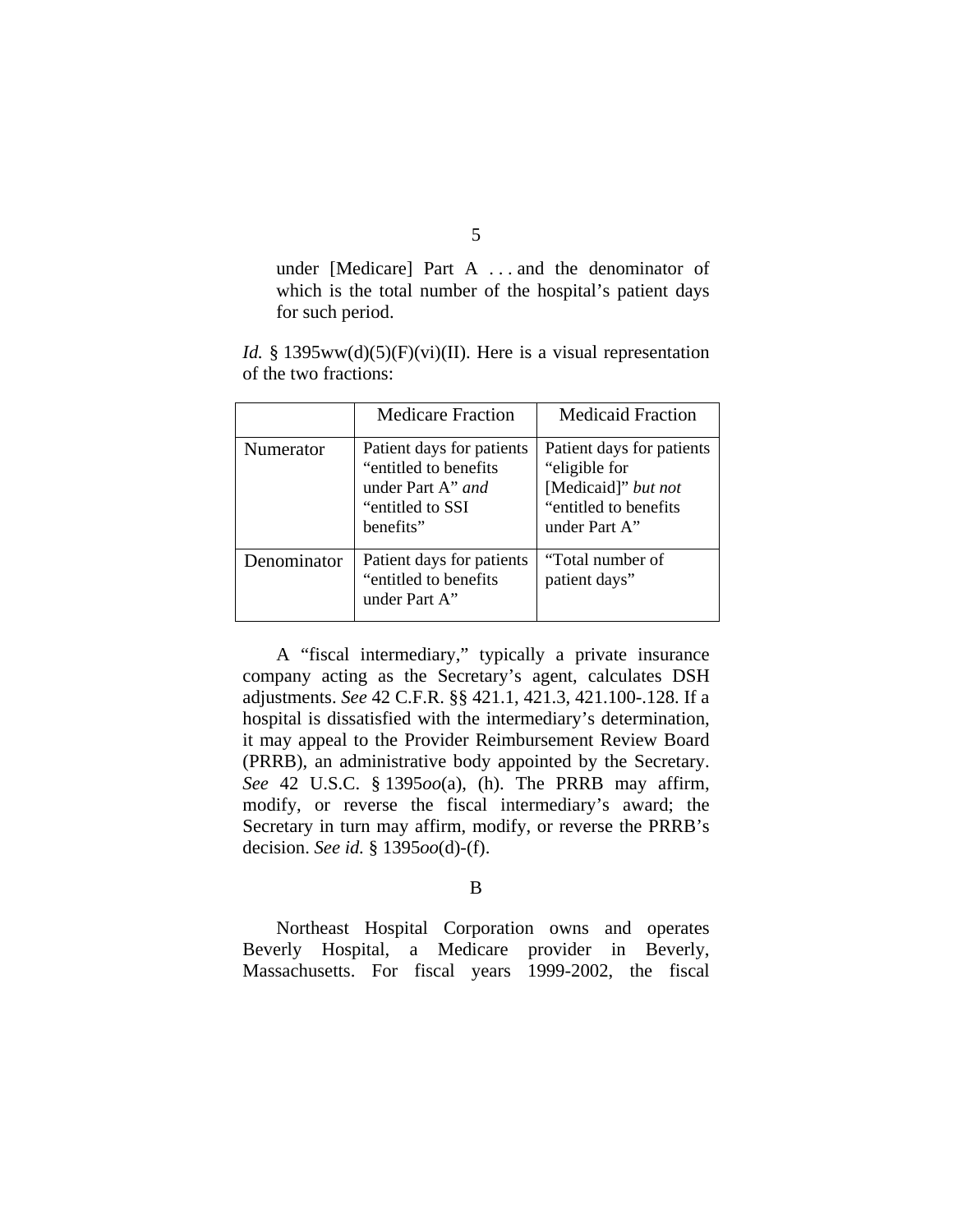> under [Medicare] Part A . . . and the denominator of which is the total number of the hospital's patient days for such period.

*Id.* § 1395ww(d)(5)(F)(vi)(II). Here is a visual representation of the two fractions:

| | Medicare Fraction | Medicaid Fraction |
|---|---|---|
| Numerator | Patient days for patients "entitled to benefits under Part A" *and* "entitled to SSI benefits" | Patient days for patients "eligible for [Medicaid]" *but not* "entitled to benefits under Part A" |
| Denominator | Patient days for patients "entitled to benefits under Part A" | "Total number of patient days" |

A "fiscal intermediary," typically a private insurance company acting as the Secretary's agent, calculates DSH adjustments. *See* 42 C.F.R. §§ 421.1, 421.3, 421.100-.128. If a hospital is dissatisfied with the intermediary's determination, it may appeal to the Provider Reimbursement Review Board (PRRB), an administrative body appointed by the Secretary. *See* 42 U.S.C. § 1395*oo*(a), (h). The PRRB may affirm, modify, or reverse the fiscal intermediary's award; the Secretary in turn may affirm, modify, or reverse the PRRB's decision. *See id.* § 1395*oo*(d)-(f).

B

Northeast Hospital Corporation owns and operates Beverly Hospital, a Medicare provider in Beverly, Massachusetts. For fiscal years 1999-2002, the fiscal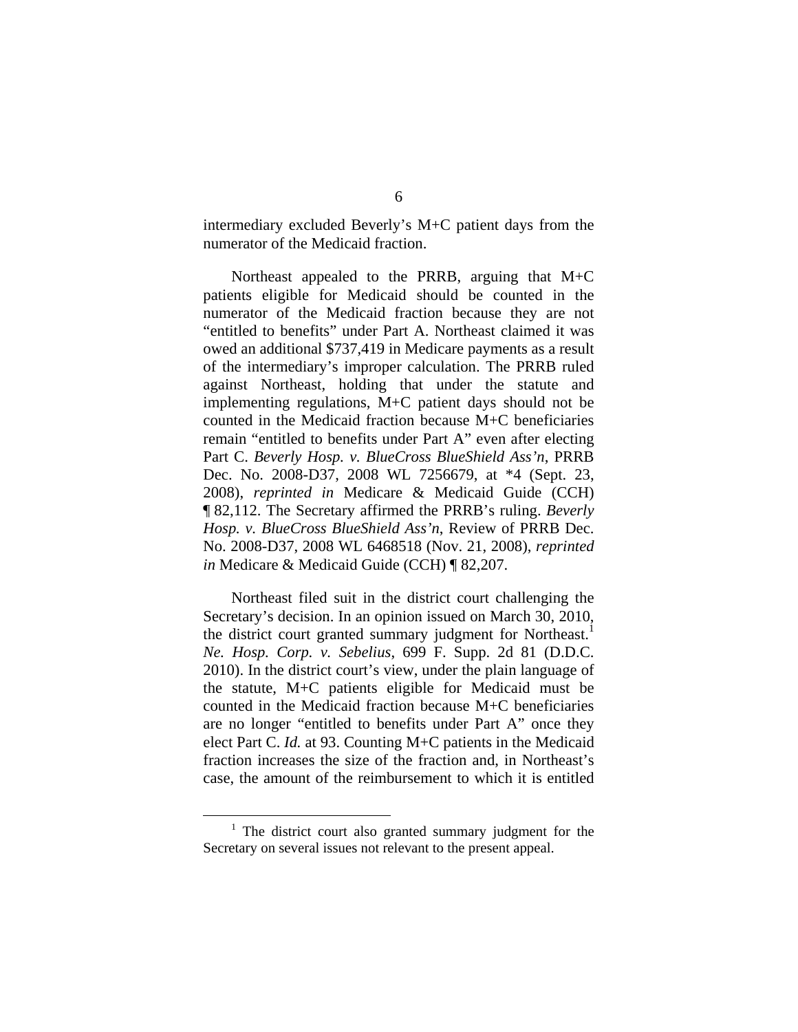intermediary excluded Beverly's M+C patient days from the numerator of the Medicaid fraction.

Northeast appealed to the PRRB, arguing that M+C patients eligible for Medicaid should be counted in the numerator of the Medicaid fraction because they are not "entitled to benefits" under Part A. Northeast claimed it was owed an additional $737,419 in Medicare payments as a result of the intermediary's improper calculation. The PRRB ruled against Northeast, holding that under the statute and implementing regulations, M+C patient days should not be counted in the Medicaid fraction because M+C beneficiaries remain "entitled to benefits under Part A" even after electing Part C. *Beverly Hosp. v. BlueCross BlueShield Ass'n*, PRRB Dec. No. 2008-D37, 2008 WL 7256679, at *4 (Sept. 23, 2008), *reprinted in* Medicare & Medicaid Guide (CCH) ¶ 82,112. The Secretary affirmed the PRRB's ruling. *Beverly Hosp. v. BlueCross BlueShield Ass'n*, Review of PRRB Dec. No. 2008-D37, 2008 WL 6468518 (Nov. 21, 2008), *reprinted in* Medicare & Medicaid Guide (CCH) ¶ 82,207.

Northeast filed suit in the district court challenging the Secretary's decision. In an opinion issued on March 30, 2010, the district court granted summary judgment for Northeast.[1] *Ne. Hosp. Corp. v. Sebelius*, 699 F. Supp. 2d 81 (D.D.C. 2010). In the district court's view, under the plain language of the statute, M+C patients eligible for Medicaid must be counted in the Medicaid fraction because M+C beneficiaries are no longer "entitled to benefits under Part A" once they elect Part C. *Id.* at 93. Counting M+C patients in the Medicaid fraction increases the size of the fraction and, in Northeast's case, the amount of the reimbursement to which it is entitled

[1] The district court also granted summary judgment for the Secretary on several issues not relevant to the present appeal.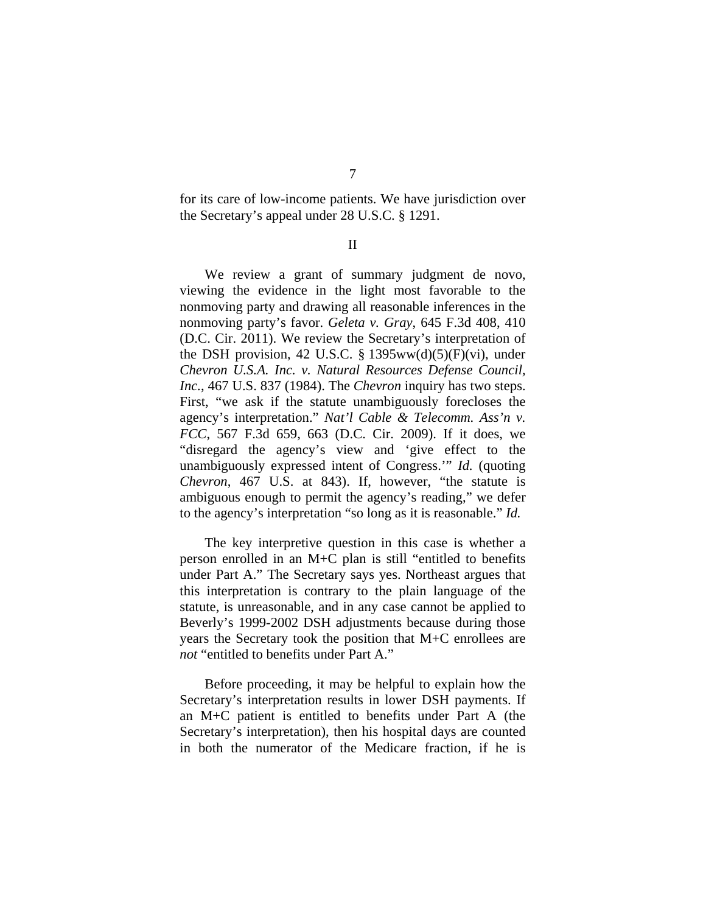for its care of low-income patients. We have jurisdiction over the Secretary's appeal under 28 U.S.C. § 1291.

II

We review a grant of summary judgment de novo, viewing the evidence in the light most favorable to the nonmoving party and drawing all reasonable inferences in the nonmoving party's favor. *Geleta v. Gray*, 645 F.3d 408, 410 (D.C. Cir. 2011). We review the Secretary's interpretation of the DSH provision, 42 U.S.C. § 1395ww(d)(5)(F)(vi), under *Chevron U.S.A. Inc. v. Natural Resources Defense Council, Inc.*, 467 U.S. 837 (1984). The *Chevron* inquiry has two steps. First, "we ask if the statute unambiguously forecloses the agency's interpretation." *Nat'l Cable & Telecomm. Ass'n v. FCC*, 567 F.3d 659, 663 (D.C. Cir. 2009). If it does, we "disregard the agency's view and 'give effect to the unambiguously expressed intent of Congress.'" *Id.* (quoting *Chevron*, 467 U.S. at 843). If, however, "the statute is ambiguous enough to permit the agency's reading," we defer to the agency's interpretation "so long as it is reasonable." *Id.*

The key interpretive question in this case is whether a person enrolled in an M+C plan is still "entitled to benefits under Part A." The Secretary says yes. Northeast argues that this interpretation is contrary to the plain language of the statute, is unreasonable, and in any case cannot be applied to Beverly's 1999-2002 DSH adjustments because during those years the Secretary took the position that M+C enrollees are *not* "entitled to benefits under Part A."

Before proceeding, it may be helpful to explain how the Secretary's interpretation results in lower DSH payments. If an M+C patient is entitled to benefits under Part A (the Secretary's interpretation), then his hospital days are counted in both the numerator of the Medicare fraction, if he is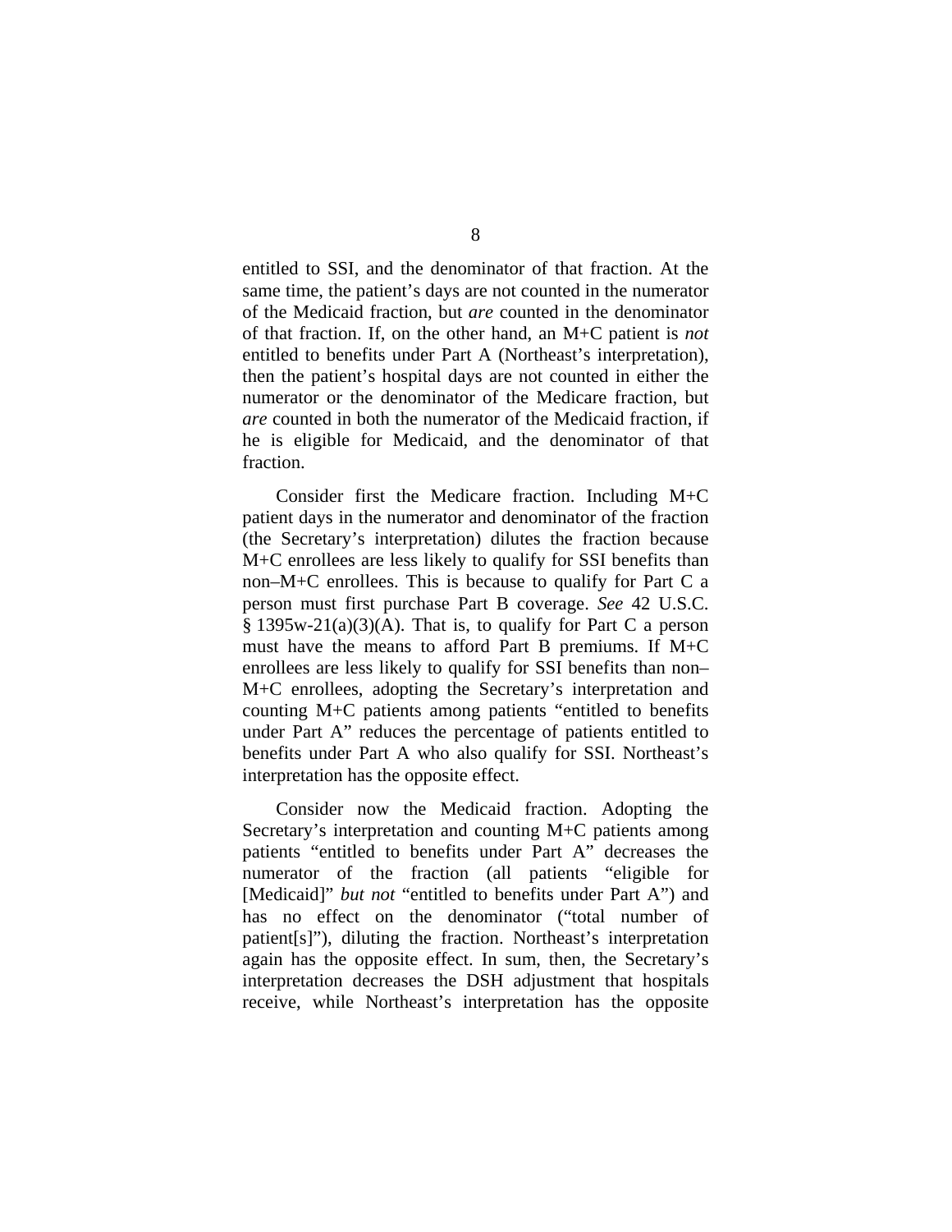entitled to SSI, and the denominator of that fraction. At the same time, the patient's days are not counted in the numerator of the Medicaid fraction, but *are* counted in the denominator of that fraction. If, on the other hand, an M+C patient is *not* entitled to benefits under Part A (Northeast's interpretation), then the patient's hospital days are not counted in either the numerator or the denominator of the Medicare fraction, but *are* counted in both the numerator of the Medicaid fraction, if he is eligible for Medicaid, and the denominator of that fraction.

Consider first the Medicare fraction. Including M+C patient days in the numerator and denominator of the fraction (the Secretary's interpretation) dilutes the fraction because M+C enrollees are less likely to qualify for SSI benefits than non–M+C enrollees. This is because to qualify for Part C a person must first purchase Part B coverage. *See* 42 U.S.C. § 1395w-21(a)(3)(A). That is, to qualify for Part C a person must have the means to afford Part B premiums. If M+C enrollees are less likely to qualify for SSI benefits than non–M+C enrollees, adopting the Secretary's interpretation and counting M+C patients among patients "entitled to benefits under Part A" reduces the percentage of patients entitled to benefits under Part A who also qualify for SSI. Northeast's interpretation has the opposite effect.

Consider now the Medicaid fraction. Adopting the Secretary's interpretation and counting M+C patients among patients "entitled to benefits under Part A" decreases the numerator of the fraction (all patients "eligible for [Medicaid]" *but not* "entitled to benefits under Part A") and has no effect on the denominator ("total number of patient[s]"), diluting the fraction. Northeast's interpretation again has the opposite effect. In sum, then, the Secretary's interpretation decreases the DSH adjustment that hospitals receive, while Northeast's interpretation has the opposite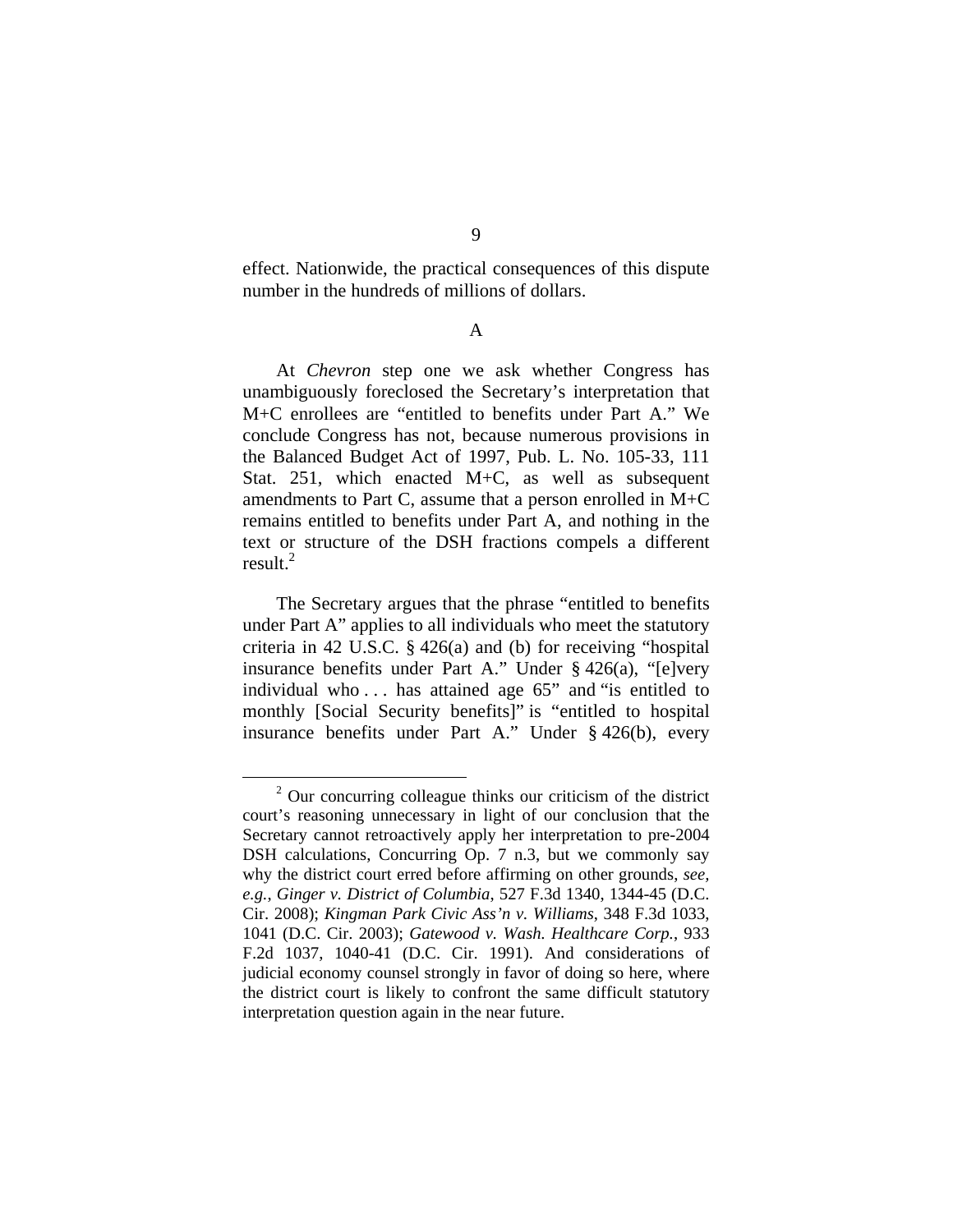effect. Nationwide, the practical consequences of this dispute number in the hundreds of millions of dollars.

### A

At *Chevron* step one we ask whether Congress has unambiguously foreclosed the Secretary's interpretation that M+C enrollees are "entitled to benefits under Part A." We conclude Congress has not, because numerous provisions in the Balanced Budget Act of 1997, Pub. L. No. 105-33, 111 Stat. 251, which enacted M+C, as well as subsequent amendments to Part C, assume that a person enrolled in M+C remains entitled to benefits under Part A, and nothing in the text or structure of the DSH fractions compels a different result.[2]

The Secretary argues that the phrase "entitled to benefits under Part A" applies to all individuals who meet the statutory criteria in 42 U.S.C. § 426(a) and (b) for receiving "hospital insurance benefits under Part A." Under § 426(a), "[e]very individual who . . . has attained age 65" and "is entitled to monthly [Social Security benefits]" is "entitled to hospital insurance benefits under Part A." Under § 426(b), every

[2] Our concurring colleague thinks our criticism of the district court's reasoning unnecessary in light of our conclusion that the Secretary cannot retroactively apply her interpretation to pre-2004 DSH calculations, Concurring Op. 7 n.3, but we commonly say why the district court erred before affirming on other grounds, *see, e.g.*, *Ginger v. District of Columbia*, 527 F.3d 1340, 1344-45 (D.C. Cir. 2008); *Kingman Park Civic Ass'n v. Williams*, 348 F.3d 1033, 1041 (D.C. Cir. 2003); *Gatewood v. Wash. Healthcare Corp.*, 933 F.2d 1037, 1040-41 (D.C. Cir. 1991). And considerations of judicial economy counsel strongly in favor of doing so here, where the district court is likely to confront the same difficult statutory interpretation question again in the near future.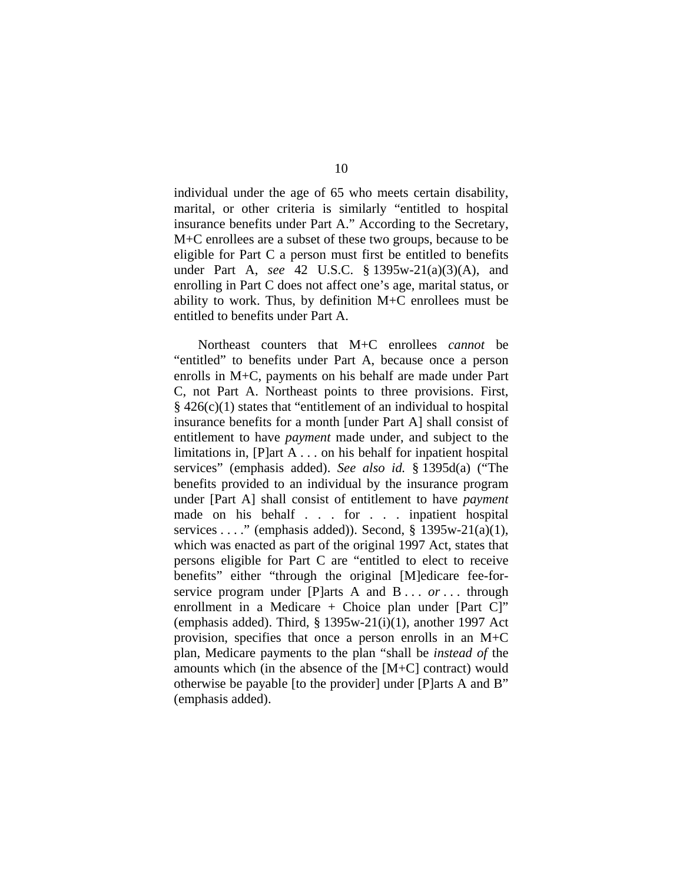individual under the age of 65 who meets certain disability, marital, or other criteria is similarly "entitled to hospital insurance benefits under Part A." According to the Secretary, M+C enrollees are a subset of these two groups, because to be eligible for Part C a person must first be entitled to benefits under Part A, *see* 42 U.S.C. § 1395w-21(a)(3)(A), and enrolling in Part C does not affect one's age, marital status, or ability to work. Thus, by definition M+C enrollees must be entitled to benefits under Part A.

Northeast counters that M+C enrollees *cannot* be "entitled" to benefits under Part A, because once a person enrolls in M+C, payments on his behalf are made under Part C, not Part A. Northeast points to three provisions. First, § 426(c)(1) states that "entitlement of an individual to hospital insurance benefits for a month [under Part A] shall consist of entitlement to have *payment* made under, and subject to the limitations in, [P]art A . . . on his behalf for inpatient hospital services" (emphasis added). *See also id.* § 1395d(a) ("The benefits provided to an individual by the insurance program under [Part A] shall consist of entitlement to have *payment* made on his behalf . . . for . . . inpatient hospital services . . . ." (emphasis added)). Second, § 1395w-21(a)(1), which was enacted as part of the original 1997 Act, states that persons eligible for Part C are "entitled to elect to receive benefits" either "through the original [M]edicare fee-for-service program under [P]arts A and B . . . *or* . . . through enrollment in a Medicare + Choice plan under [Part C]" (emphasis added). Third, § 1395w-21(i)(1), another 1997 Act provision, specifies that once a person enrolls in an M+C plan, Medicare payments to the plan "shall be *instead of* the amounts which (in the absence of the [M+C] contract) would otherwise be payable [to the provider] under [P]arts A and B" (emphasis added).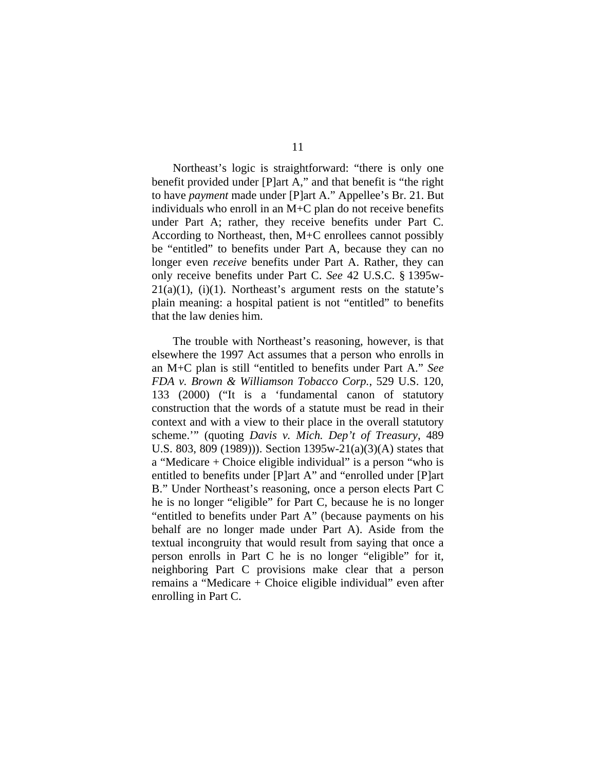Northeast's logic is straightforward: "there is only one benefit provided under [P]art A," and that benefit is "the right to have *payment* made under [P]art A." Appellee's Br. 21. But individuals who enroll in an M+C plan do not receive benefits under Part A; rather, they receive benefits under Part C. According to Northeast, then, M+C enrollees cannot possibly be "entitled" to benefits under Part A, because they can no longer even *receive* benefits under Part A. Rather, they can only receive benefits under Part C. *See* 42 U.S.C. § 1395w-21(a)(1), (i)(1). Northeast's argument rests on the statute's plain meaning: a hospital patient is not "entitled" to benefits that the law denies him.

The trouble with Northeast's reasoning, however, is that elsewhere the 1997 Act assumes that a person who enrolls in an M+C plan is still "entitled to benefits under Part A." *See FDA v. Brown & Williamson Tobacco Corp.*, 529 U.S. 120, 133 (2000) ("It is a 'fundamental canon of statutory construction that the words of a statute must be read in their context and with a view to their place in the overall statutory scheme.'" (quoting *Davis v. Mich. Dep't of Treasury*, 489 U.S. 803, 809 (1989))). Section 1395w-21(a)(3)(A) states that a "Medicare + Choice eligible individual" is a person "who is entitled to benefits under [P]art A" and "enrolled under [P]art B." Under Northeast's reasoning, once a person elects Part C he is no longer "eligible" for Part C, because he is no longer "entitled to benefits under Part A" (because payments on his behalf are no longer made under Part A). Aside from the textual incongruity that would result from saying that once a person enrolls in Part C he is no longer "eligible" for it, neighboring Part C provisions make clear that a person remains a "Medicare + Choice eligible individual" even after enrolling in Part C.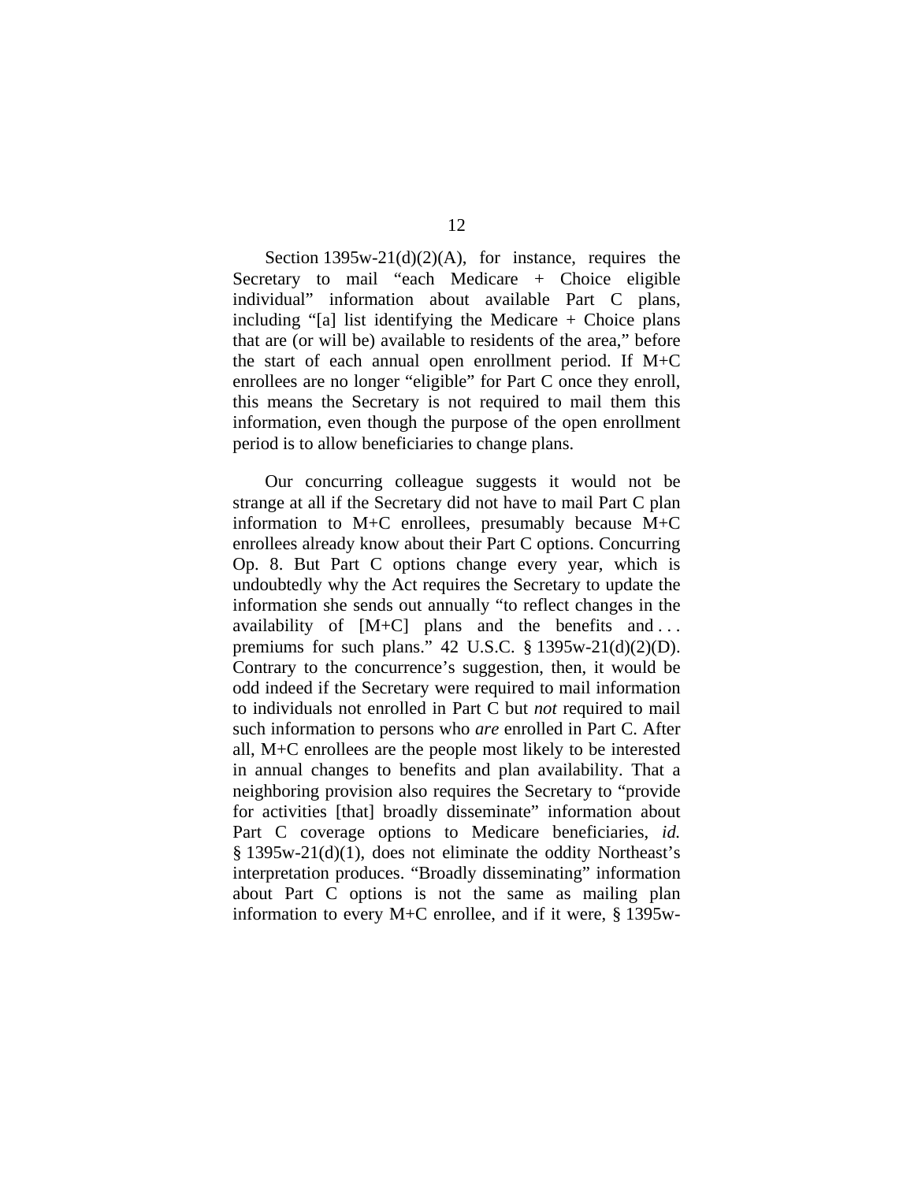Section 1395w-21(d)(2)(A), for instance, requires the Secretary to mail "each Medicare + Choice eligible individual" information about available Part C plans, including "[a] list identifying the Medicare + Choice plans that are (or will be) available to residents of the area," before the start of each annual open enrollment period. If M+C enrollees are no longer "eligible" for Part C once they enroll, this means the Secretary is not required to mail them this information, even though the purpose of the open enrollment period is to allow beneficiaries to change plans.

Our concurring colleague suggests it would not be strange at all if the Secretary did not have to mail Part C plan information to M+C enrollees, presumably because M+C enrollees already know about their Part C options. Concurring Op. 8. But Part C options change every year, which is undoubtedly why the Act requires the Secretary to update the information she sends out annually "to reflect changes in the availability of [M+C] plans and the benefits and . . . premiums for such plans." 42 U.S.C. § 1395w-21(d)(2)(D). Contrary to the concurrence's suggestion, then, it would be odd indeed if the Secretary were required to mail information to individuals not enrolled in Part C but *not* required to mail such information to persons who *are* enrolled in Part C. After all, M+C enrollees are the people most likely to be interested in annual changes to benefits and plan availability. That a neighboring provision also requires the Secretary to "provide for activities [that] broadly disseminate" information about Part C coverage options to Medicare beneficiaries, *id.* § 1395w-21(d)(1), does not eliminate the oddity Northeast's interpretation produces. "Broadly disseminating" information about Part C options is not the same as mailing plan information to every M+C enrollee, and if it were, § 1395w-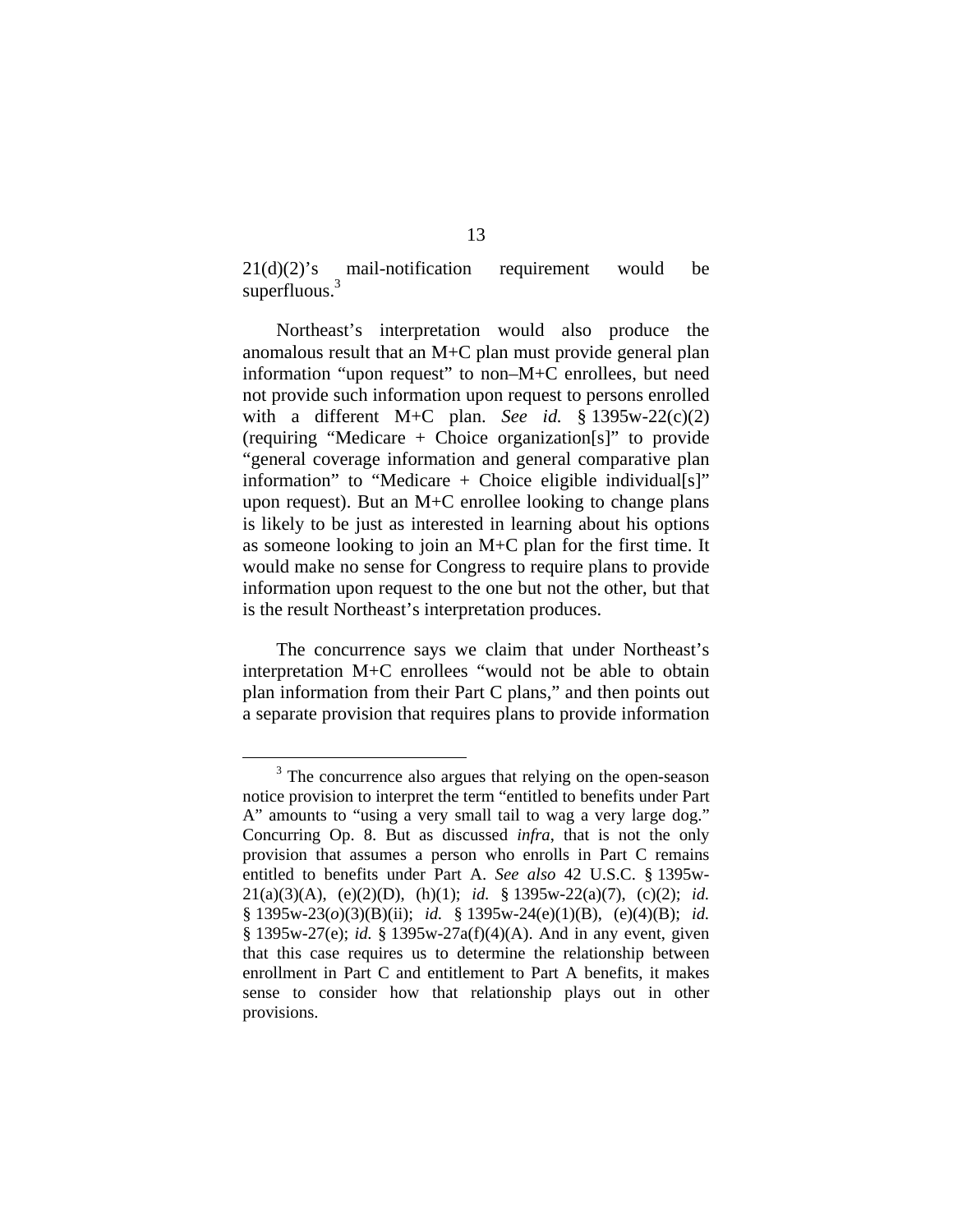21(d)(2)'s mail-notification requirement would be superfluous.[3]

Northeast's interpretation would also produce the anomalous result that an M+C plan must provide general plan information "upon request" to non–M+C enrollees, but need not provide such information upon request to persons enrolled with a different M+C plan. *See id.* § 1395w-22(c)(2) (requiring "Medicare + Choice organization[s]" to provide "general coverage information and general comparative plan information" to "Medicare + Choice eligible individual[s]" upon request). But an M+C enrollee looking to change plans is likely to be just as interested in learning about his options as someone looking to join an M+C plan for the first time. It would make no sense for Congress to require plans to provide information upon request to the one but not the other, but that is the result Northeast's interpretation produces.

The concurrence says we claim that under Northeast's interpretation M+C enrollees "would not be able to obtain plan information from their Part C plans," and then points out a separate provision that requires plans to provide information

---

[3] The concurrence also argues that relying on the open-season notice provision to interpret the term "entitled to benefits under Part A" amounts to "using a very small tail to wag a very large dog." Concurring Op. 8. But as discussed *infra*, that is not the only provision that assumes a person who enrolls in Part C remains entitled to benefits under Part A. *See also* 42 U.S.C. § 1395w-21(a)(3)(A), (e)(2)(D), (h)(1); *id.* § 1395w-22(a)(7), (c)(2); *id.* § 1395w-23(*o*)(3)(B)(ii); *id.* § 1395w-24(e)(1)(B), (e)(4)(B); *id.* § 1395w-27(e); *id.* § 1395w-27a(f)(4)(A). And in any event, given that this case requires us to determine the relationship between enrollment in Part C and entitlement to Part A benefits, it makes sense to consider how that relationship plays out in other provisions.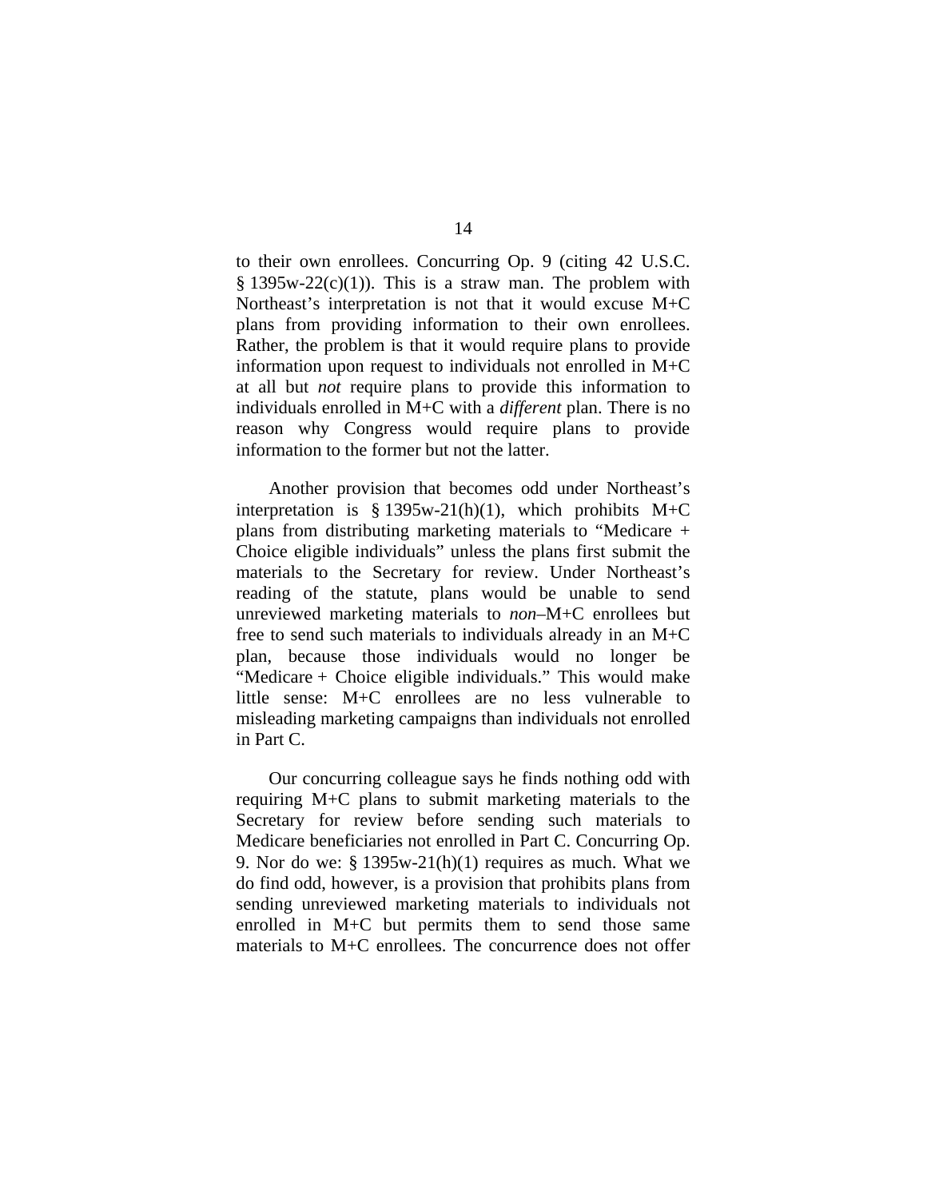to their own enrollees. Concurring Op. 9 (citing 42 U.S.C. § 1395w-22(c)(1)). This is a straw man. The problem with Northeast's interpretation is not that it would excuse M+C plans from providing information to their own enrollees. Rather, the problem is that it would require plans to provide information upon request to individuals not enrolled in M+C at all but *not* require plans to provide this information to individuals enrolled in M+C with a *different* plan. There is no reason why Congress would require plans to provide information to the former but not the latter.

Another provision that becomes odd under Northeast's interpretation is § 1395w-21(h)(1), which prohibits M+C plans from distributing marketing materials to "Medicare + Choice eligible individuals" unless the plans first submit the materials to the Secretary for review. Under Northeast's reading of the statute, plans would be unable to send unreviewed marketing materials to *non*–M+C enrollees but free to send such materials to individuals already in an M+C plan, because those individuals would no longer be "Medicare + Choice eligible individuals." This would make little sense: M+C enrollees are no less vulnerable to misleading marketing campaigns than individuals not enrolled in Part C.

Our concurring colleague says he finds nothing odd with requiring M+C plans to submit marketing materials to the Secretary for review before sending such materials to Medicare beneficiaries not enrolled in Part C. Concurring Op. 9. Nor do we: § 1395w-21(h)(1) requires as much. What we do find odd, however, is a provision that prohibits plans from sending unreviewed marketing materials to individuals not enrolled in M+C but permits them to send those same materials to M+C enrollees. The concurrence does not offer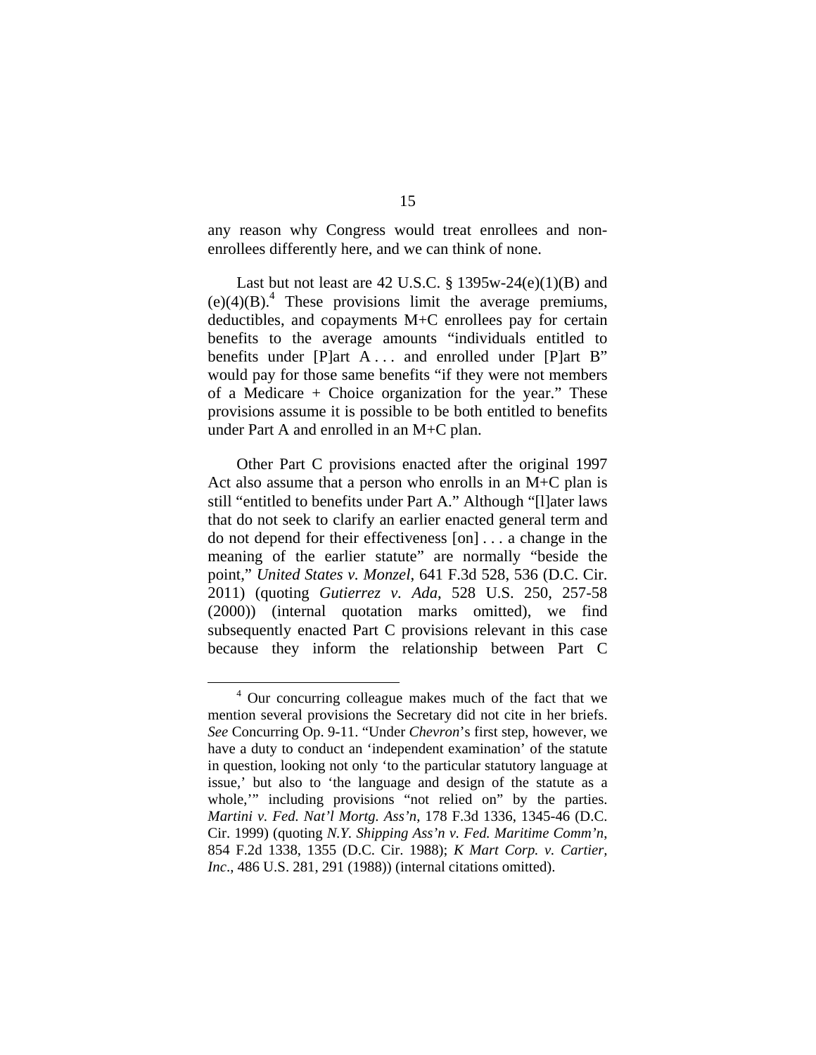any reason why Congress would treat enrollees and non-enrollees differently here, and we can think of none.

Last but not least are 42 U.S.C. § 1395w-24(e)(1)(B) and (e)(4)(B).[4] These provisions limit the average premiums, deductibles, and copayments M+C enrollees pay for certain benefits to the average amounts "individuals entitled to benefits under [P]art A . . . and enrolled under [P]art B" would pay for those same benefits "if they were not members of a Medicare + Choice organization for the year." These provisions assume it is possible to be both entitled to benefits under Part A and enrolled in an M+C plan.

Other Part C provisions enacted after the original 1997 Act also assume that a person who enrolls in an M+C plan is still "entitled to benefits under Part A." Although "[l]ater laws that do not seek to clarify an earlier enacted general term and do not depend for their effectiveness [on] . . . a change in the meaning of the earlier statute" are normally "beside the point," *United States v. Monzel*, 641 F.3d 528, 536 (D.C. Cir. 2011) (quoting *Gutierrez v. Ada*, 528 U.S. 250, 257-58 (2000)) (internal quotation marks omitted), we find subsequently enacted Part C provisions relevant in this case because they inform the relationship between Part C

---

[4] Our concurring colleague makes much of the fact that we mention several provisions the Secretary did not cite in her briefs. *See* Concurring Op. 9-11. "Under *Chevron*'s first step, however, we have a duty to conduct an 'independent examination' of the statute in question, looking not only 'to the particular statutory language at issue,' but also to 'the language and design of the statute as a whole,'" including provisions "not relied on" by the parties. *Martini v. Fed. Nat'l Mortg. Ass'n*, 178 F.3d 1336, 1345-46 (D.C. Cir. 1999) (quoting *N.Y. Shipping Ass'n v. Fed. Maritime Comm'n*, 854 F.2d 1338, 1355 (D.C. Cir. 1988); *K Mart Corp. v. Cartier, Inc*., 486 U.S. 281, 291 (1988)) (internal citations omitted).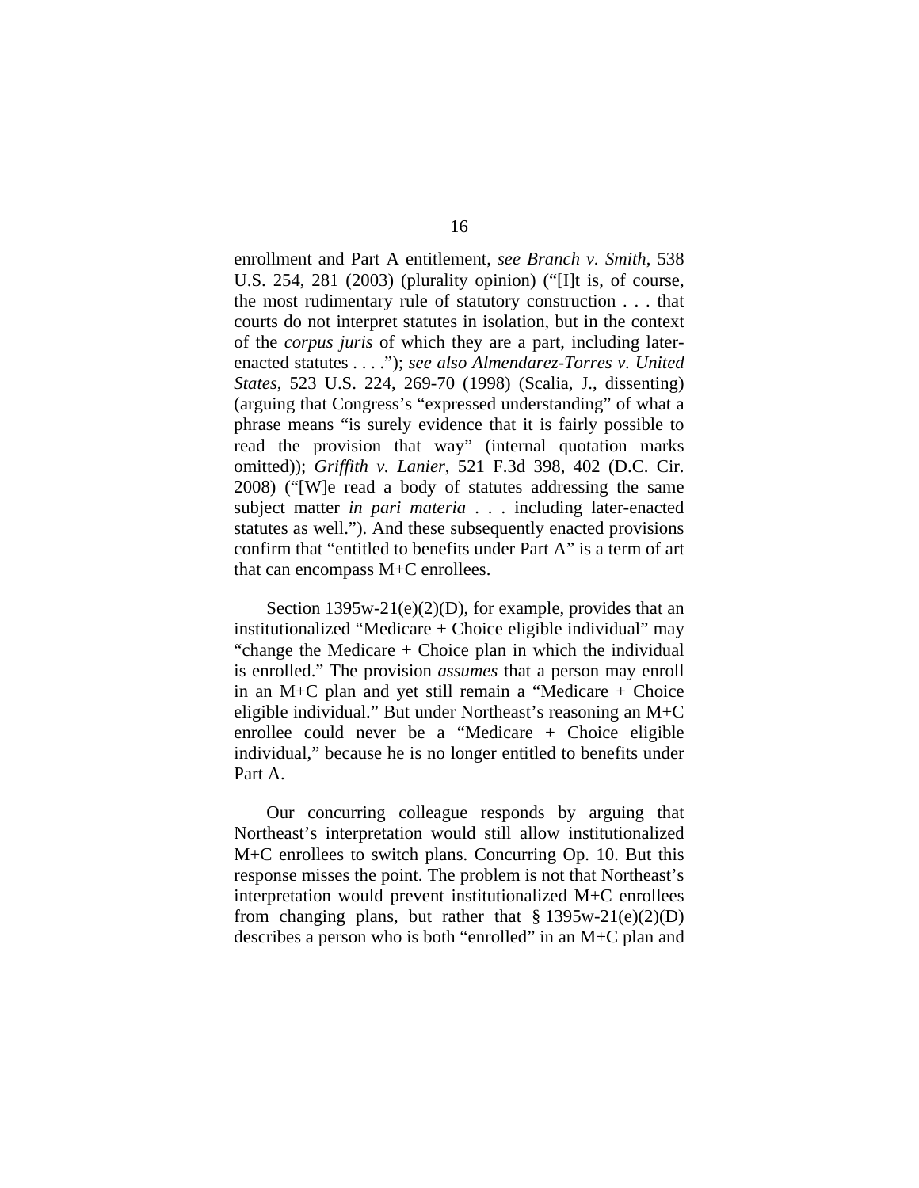enrollment and Part A entitlement, *see Branch v. Smith*, 538 U.S. 254, 281 (2003) (plurality opinion) ("[I]t is, of course, the most rudimentary rule of statutory construction . . . that courts do not interpret statutes in isolation, but in the context of the *corpus juris* of which they are a part, including later-enacted statutes . . . ."); *see also Almendarez-Torres v. United States*, 523 U.S. 224, 269-70 (1998) (Scalia, J., dissenting) (arguing that Congress's "expressed understanding" of what a phrase means "is surely evidence that it is fairly possible to read the provision that way" (internal quotation marks omitted)); *Griffith v. Lanier*, 521 F.3d 398, 402 (D.C. Cir. 2008) ("[W]e read a body of statutes addressing the same subject matter *in pari materia* . . . including later-enacted statutes as well."). And these subsequently enacted provisions confirm that "entitled to benefits under Part A" is a term of art that can encompass M+C enrollees.

Section 1395w-21(e)(2)(D), for example, provides that an institutionalized "Medicare + Choice eligible individual" may "change the Medicare + Choice plan in which the individual is enrolled." The provision *assumes* that a person may enroll in an M+C plan and yet still remain a "Medicare + Choice eligible individual." But under Northeast's reasoning an M+C enrollee could never be a "Medicare + Choice eligible individual," because he is no longer entitled to benefits under Part A.

Our concurring colleague responds by arguing that Northeast's interpretation would still allow institutionalized M+C enrollees to switch plans. Concurring Op. 10. But this response misses the point. The problem is not that Northeast's interpretation would prevent institutionalized M+C enrollees from changing plans, but rather that § 1395w-21(e)(2)(D) describes a person who is both "enrolled" in an M+C plan and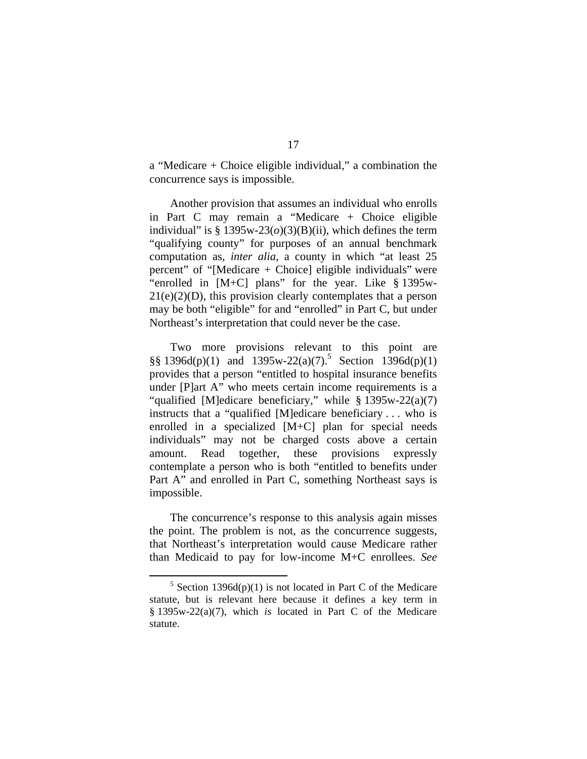a "Medicare + Choice eligible individual," a combination the concurrence says is impossible.

Another provision that assumes an individual who enrolls in Part C may remain a "Medicare + Choice eligible individual" is § 1395w-23(*o*)(3)(B)(ii), which defines the term "qualifying county" for purposes of an annual benchmark computation as, *inter alia*, a county in which "at least 25 percent" of "[Medicare + Choice] eligible individuals" were "enrolled in [M+C] plans" for the year. Like § 1395w-21(e)(2)(D), this provision clearly contemplates that a person may be both "eligible" for and "enrolled" in Part C, but under Northeast's interpretation that could never be the case.

Two more provisions relevant to this point are §§ 1396d(p)(1) and 1395w-22(a)(7).[5] Section 1396d(p)(1) provides that a person "entitled to hospital insurance benefits under [P]art A" who meets certain income requirements is a "qualified [M]edicare beneficiary," while § 1395w-22(a)(7) instructs that a "qualified [M]edicare beneficiary . . . who is enrolled in a specialized [M+C] plan for special needs individuals" may not be charged costs above a certain amount. Read together, these provisions expressly contemplate a person who is both "entitled to benefits under Part A" and enrolled in Part C, something Northeast says is impossible.

The concurrence's response to this analysis again misses the point. The problem is not, as the concurrence suggests, that Northeast's interpretation would cause Medicare rather than Medicaid to pay for low-income M+C enrollees. *See*

[5] Section 1396d(p)(1) is not located in Part C of the Medicare statute, but is relevant here because it defines a key term in § 1395w-22(a)(7), which *is* located in Part C of the Medicare statute.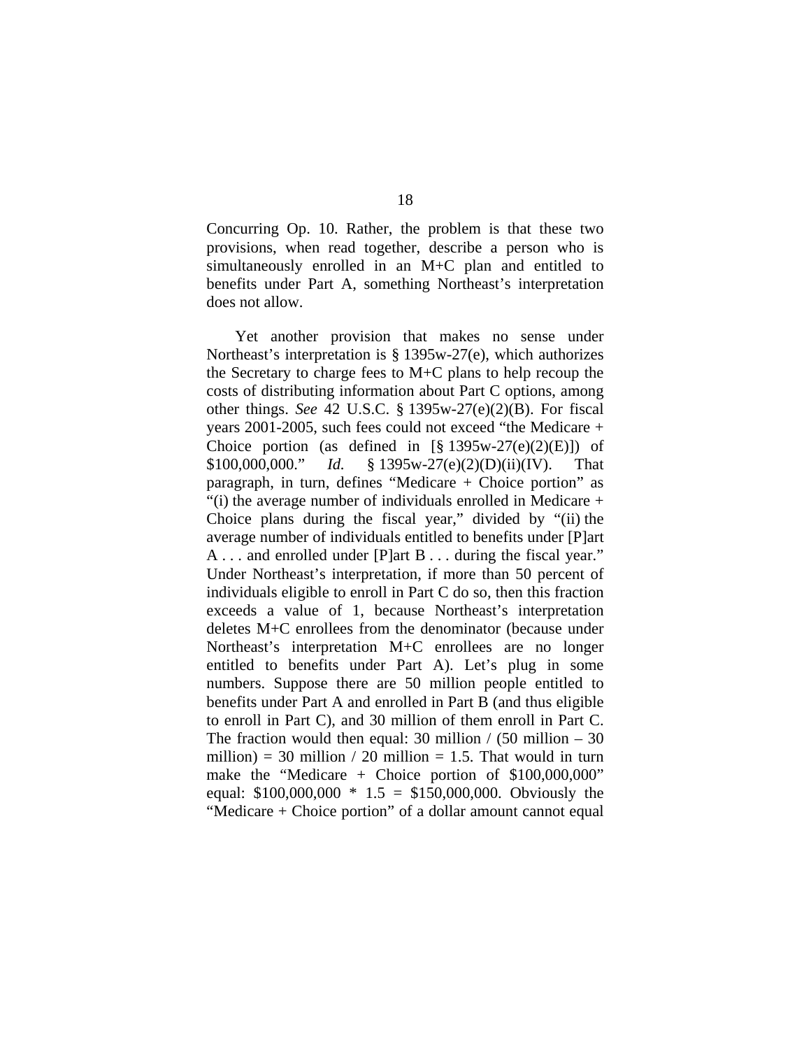Concurring Op. 10. Rather, the problem is that these two provisions, when read together, describe a person who is simultaneously enrolled in an M+C plan and entitled to benefits under Part A, something Northeast's interpretation does not allow.

Yet another provision that makes no sense under Northeast's interpretation is § 1395w-27(e), which authorizes the Secretary to charge fees to M+C plans to help recoup the costs of distributing information about Part C options, among other things. *See* 42 U.S.C. § 1395w-27(e)(2)(B). For fiscal years 2001-2005, such fees could not exceed "the Medicare + Choice portion (as defined in [§ 1395w-27(e)(2)(E)]) of $100,000,000." *Id.* § 1395w-27(e)(2)(D)(ii)(IV). That paragraph, in turn, defines "Medicare + Choice portion" as "(i) the average number of individuals enrolled in Medicare + Choice plans during the fiscal year," divided by "(ii) the average number of individuals entitled to benefits under [P]art A . . . and enrolled under [P]art B . . . during the fiscal year." Under Northeast's interpretation, if more than 50 percent of individuals eligible to enroll in Part C do so, then this fraction exceeds a value of 1, because Northeast's interpretation deletes M+C enrollees from the denominator (because under Northeast's interpretation M+C enrollees are no longer entitled to benefits under Part A). Let's plug in some numbers. Suppose there are 50 million people entitled to benefits under Part A and enrolled in Part B (and thus eligible to enroll in Part C), and 30 million of them enroll in Part C. The fraction would then equal: 30 million / (50 million – 30 million) = 30 million / 20 million = 1.5. That would in turn make the "Medicare + Choice portion of $100,000,000" equal: $100,000,000 * 1.5 = $150,000,000. Obviously the "Medicare + Choice portion" of a dollar amount cannot equal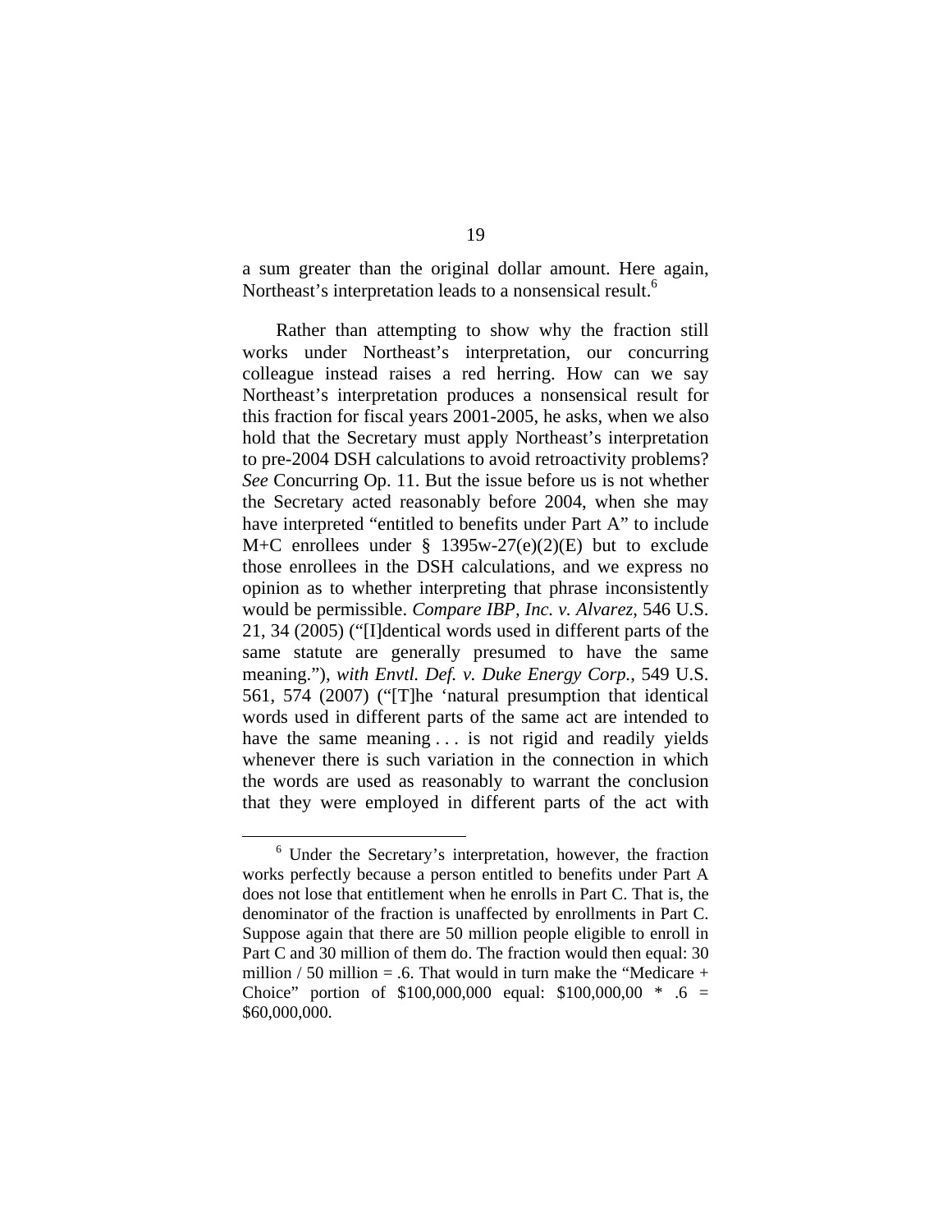a sum greater than the original dollar amount. Here again, Northeast's interpretation leads to a nonsensical result.[6]

Rather than attempting to show why the fraction still works under Northeast's interpretation, our concurring colleague instead raises a red herring. How can we say Northeast's interpretation produces a nonsensical result for this fraction for fiscal years 2001-2005, he asks, when we also hold that the Secretary must apply Northeast's interpretation to pre-2004 DSH calculations to avoid retroactivity problems? *See* Concurring Op. 11. But the issue before us is not whether the Secretary acted reasonably before 2004, when she may have interpreted "entitled to benefits under Part A" to include M+C enrollees under § 1395w-27(e)(2)(E) but to exclude those enrollees in the DSH calculations, and we express no opinion as to whether interpreting that phrase inconsistently would be permissible. *Compare IBP, Inc. v. Alvarez*, 546 U.S. 21, 34 (2005) ("[I]dentical words used in different parts of the same statute are generally presumed to have the same meaning."), *with Envtl. Def. v. Duke Energy Corp.*, 549 U.S. 561, 574 (2007) ("[T]he 'natural presumption that identical words used in different parts of the same act are intended to have the same meaning . . . is not rigid and readily yields whenever there is such variation in the connection in which the words are used as reasonably to warrant the conclusion that they were employed in different parts of the act with

---

[6] Under the Secretary's interpretation, however, the fraction works perfectly because a person entitled to benefits under Part A does not lose that entitlement when he enrolls in Part C. That is, the denominator of the fraction is unaffected by enrollments in Part C. Suppose again that there are 50 million people eligible to enroll in Part C and 30 million of them do. The fraction would then equal: 30 million / 50 million = .6. That would in turn make the "Medicare + Choice" portion of $100,000,000 equal: $100,000,00 * .6 = $60,000,000.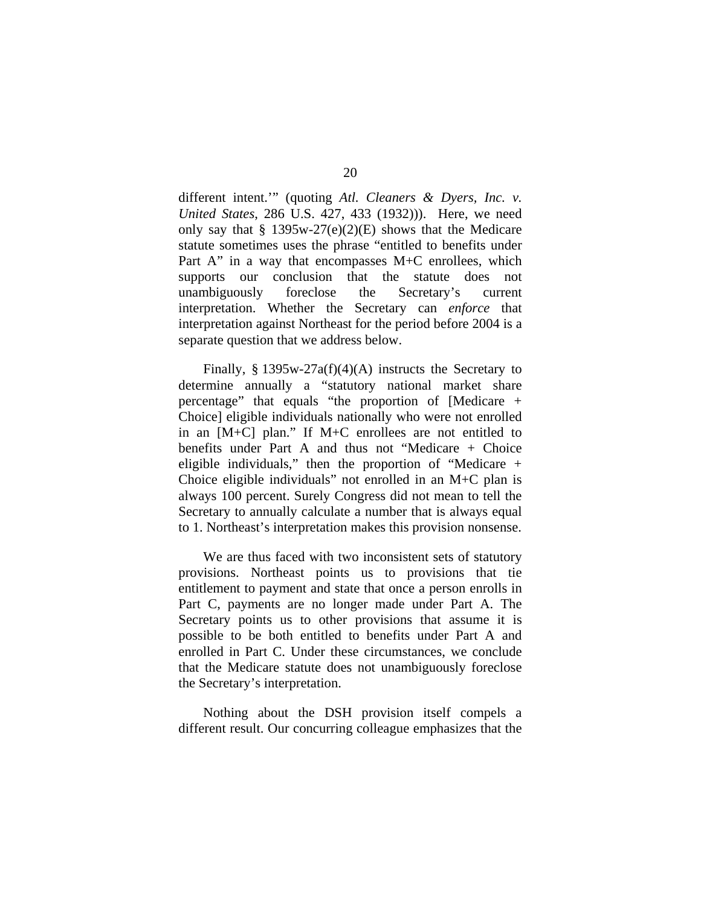different intent.'" (quoting *Atl. Cleaners & Dyers, Inc. v. United States*, 286 U.S. 427, 433 (1932))). Here, we need only say that § 1395w-27(e)(2)(E) shows that the Medicare statute sometimes uses the phrase "entitled to benefits under Part A" in a way that encompasses M+C enrollees, which supports our conclusion that the statute does not unambiguously foreclose the Secretary's current interpretation. Whether the Secretary can *enforce* that interpretation against Northeast for the period before 2004 is a separate question that we address below.

Finally, § 1395w-27a(f)(4)(A) instructs the Secretary to determine annually a "statutory national market share percentage" that equals "the proportion of [Medicare + Choice] eligible individuals nationally who were not enrolled in an [M+C] plan." If M+C enrollees are not entitled to benefits under Part A and thus not "Medicare + Choice eligible individuals," then the proportion of "Medicare + Choice eligible individuals" not enrolled in an M+C plan is always 100 percent. Surely Congress did not mean to tell the Secretary to annually calculate a number that is always equal to 1. Northeast's interpretation makes this provision nonsense.

We are thus faced with two inconsistent sets of statutory provisions. Northeast points us to provisions that tie entitlement to payment and state that once a person enrolls in Part C, payments are no longer made under Part A. The Secretary points us to other provisions that assume it is possible to be both entitled to benefits under Part A and enrolled in Part C. Under these circumstances, we conclude that the Medicare statute does not unambiguously foreclose the Secretary's interpretation.

Nothing about the DSH provision itself compels a different result. Our concurring colleague emphasizes that the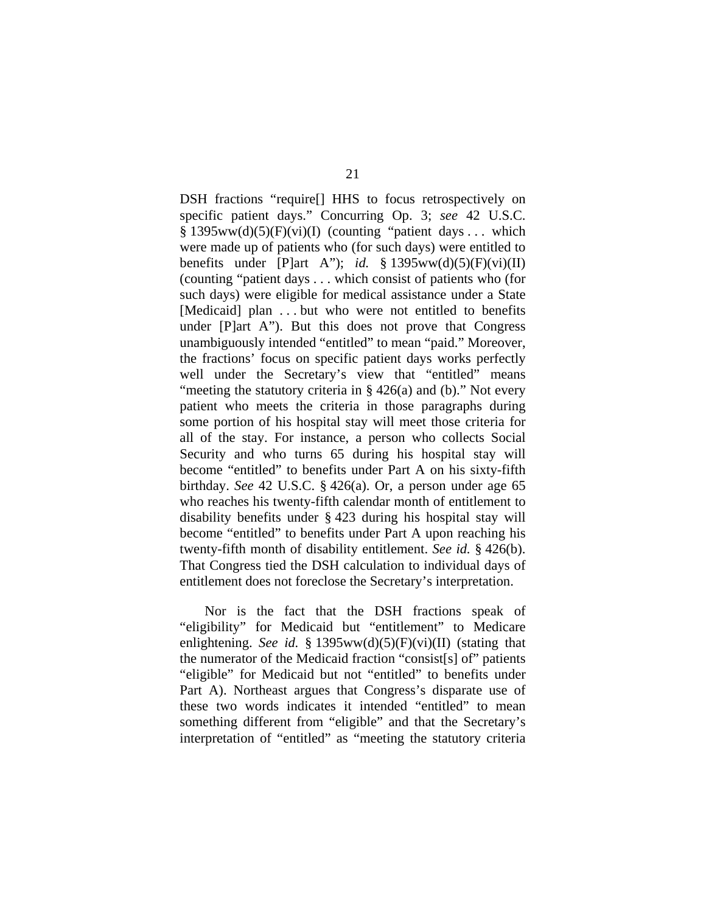DSH fractions "require[] HHS to focus retrospectively on specific patient days." Concurring Op. 3; *see* 42 U.S.C. § 1395ww(d)(5)(F)(vi)(I) (counting "patient days . . . which were made up of patients who (for such days) were entitled to benefits under [P]art A"); *id.* § 1395ww(d)(5)(F)(vi)(II) (counting "patient days . . . which consist of patients who (for such days) were eligible for medical assistance under a State [Medicaid] plan . . . but who were not entitled to benefits under [P]art A"). But this does not prove that Congress unambiguously intended "entitled" to mean "paid." Moreover, the fractions' focus on specific patient days works perfectly well under the Secretary's view that "entitled" means "meeting the statutory criteria in § 426(a) and (b)." Not every patient who meets the criteria in those paragraphs during some portion of his hospital stay will meet those criteria for all of the stay. For instance, a person who collects Social Security and who turns 65 during his hospital stay will become "entitled" to benefits under Part A on his sixty-fifth birthday. *See* 42 U.S.C. § 426(a). Or, a person under age 65 who reaches his twenty-fifth calendar month of entitlement to disability benefits under § 423 during his hospital stay will become "entitled" to benefits under Part A upon reaching his twenty-fifth month of disability entitlement. *See id.* § 426(b). That Congress tied the DSH calculation to individual days of entitlement does not foreclose the Secretary's interpretation.

Nor is the fact that the DSH fractions speak of "eligibility" for Medicaid but "entitlement" to Medicare enlightening. *See id.* § 1395ww(d)(5)(F)(vi)(II) (stating that the numerator of the Medicaid fraction "consist[s] of" patients "eligible" for Medicaid but not "entitled" to benefits under Part A). Northeast argues that Congress's disparate use of these two words indicates it intended "entitled" to mean something different from "eligible" and that the Secretary's interpretation of "entitled" as "meeting the statutory criteria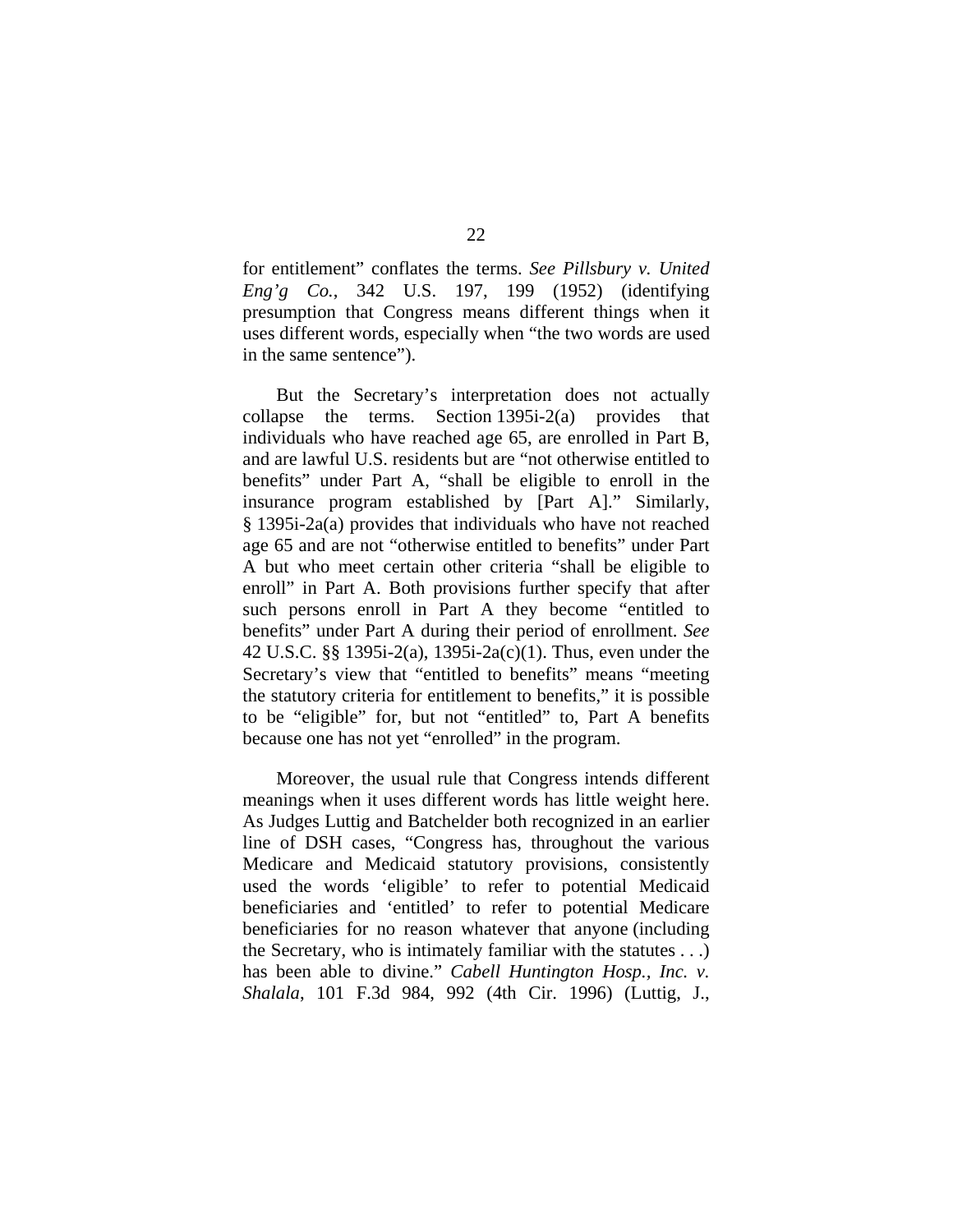for entitlement" conflates the terms. *See Pillsbury v. United Eng'g Co.*, 342 U.S. 197, 199 (1952) (identifying presumption that Congress means different things when it uses different words, especially when "the two words are used in the same sentence").

But the Secretary's interpretation does not actually collapse the terms. Section 1395i-2(a) provides that individuals who have reached age 65, are enrolled in Part B, and are lawful U.S. residents but are "not otherwise entitled to benefits" under Part A, "shall be eligible to enroll in the insurance program established by [Part A]." Similarly, § 1395i-2a(a) provides that individuals who have not reached age 65 and are not "otherwise entitled to benefits" under Part A but who meet certain other criteria "shall be eligible to enroll" in Part A. Both provisions further specify that after such persons enroll in Part A they become "entitled to benefits" under Part A during their period of enrollment. *See* 42 U.S.C. §§ 1395i-2(a), 1395i-2a(c)(1). Thus, even under the Secretary's view that "entitled to benefits" means "meeting the statutory criteria for entitlement to benefits," it is possible to be "eligible" for, but not "entitled" to, Part A benefits because one has not yet "enrolled" in the program.

Moreover, the usual rule that Congress intends different meanings when it uses different words has little weight here. As Judges Luttig and Batchelder both recognized in an earlier line of DSH cases, "Congress has, throughout the various Medicare and Medicaid statutory provisions, consistently used the words 'eligible' to refer to potential Medicaid beneficiaries and 'entitled' to refer to potential Medicare beneficiaries for no reason whatever that anyone (including the Secretary, who is intimately familiar with the statutes . . .) has been able to divine." *Cabell Huntington Hosp., Inc. v. Shalala*, 101 F.3d 984, 992 (4th Cir. 1996) (Luttig, J.,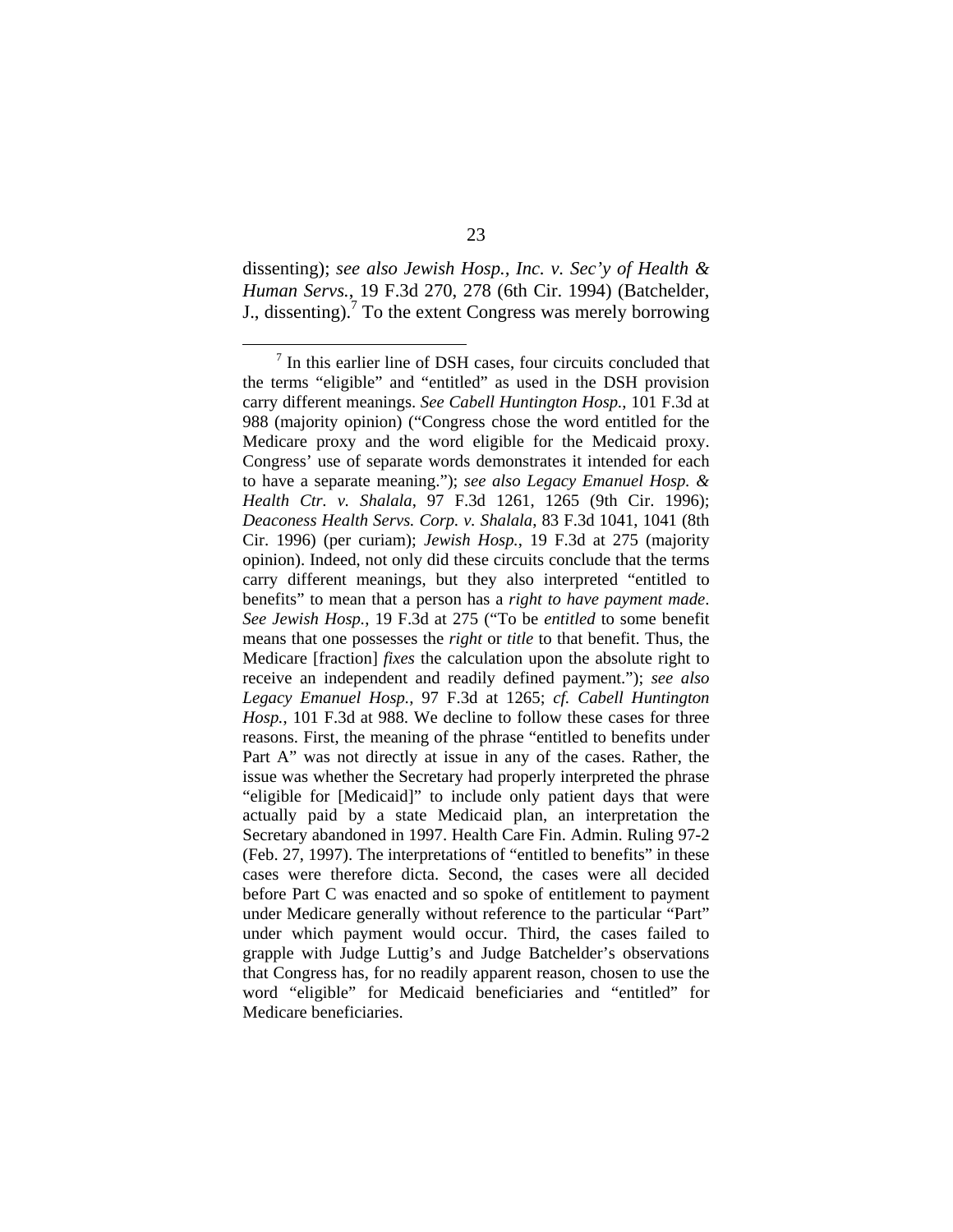dissenting); *see also Jewish Hosp., Inc. v. Sec'y of Health & Human Servs.*, 19 F.3d 270, 278 (6th Cir. 1994) (Batchelder, J., dissenting).[7] To the extent Congress was merely borrowing

---

[7] In this earlier line of DSH cases, four circuits concluded that the terms "eligible" and "entitled" as used in the DSH provision carry different meanings. *See Cabell Huntington Hosp.*, 101 F.3d at 988 (majority opinion) ("Congress chose the word entitled for the Medicare proxy and the word eligible for the Medicaid proxy. Congress' use of separate words demonstrates it intended for each to have a separate meaning."); *see also Legacy Emanuel Hosp. & Health Ctr. v. Shalala*, 97 F.3d 1261, 1265 (9th Cir. 1996); *Deaconess Health Servs. Corp. v. Shalala*, 83 F.3d 1041, 1041 (8th Cir. 1996) (per curiam); *Jewish Hosp.*, 19 F.3d at 275 (majority opinion). Indeed, not only did these circuits conclude that the terms carry different meanings, but they also interpreted "entitled to benefits" to mean that a person has a *right to have payment made*. *See Jewish Hosp.*, 19 F.3d at 275 ("To be *entitled* to some benefit means that one possesses the *right* or *title* to that benefit. Thus, the Medicare [fraction] *fixes* the calculation upon the absolute right to receive an independent and readily defined payment."); *see also Legacy Emanuel Hosp.*, 97 F.3d at 1265; *cf. Cabell Huntington Hosp.*, 101 F.3d at 988. We decline to follow these cases for three reasons. First, the meaning of the phrase "entitled to benefits under Part A" was not directly at issue in any of the cases. Rather, the issue was whether the Secretary had properly interpreted the phrase "eligible for [Medicaid]" to include only patient days that were actually paid by a state Medicaid plan, an interpretation the Secretary abandoned in 1997. Health Care Fin. Admin. Ruling 97-2 (Feb. 27, 1997). The interpretations of "entitled to benefits" in these cases were therefore dicta. Second, the cases were all decided before Part C was enacted and so spoke of entitlement to payment under Medicare generally without reference to the particular "Part" under which payment would occur. Third, the cases failed to grapple with Judge Luttig's and Judge Batchelder's observations that Congress has, for no readily apparent reason, chosen to use the word "eligible" for Medicaid beneficiaries and "entitled" for Medicare beneficiaries.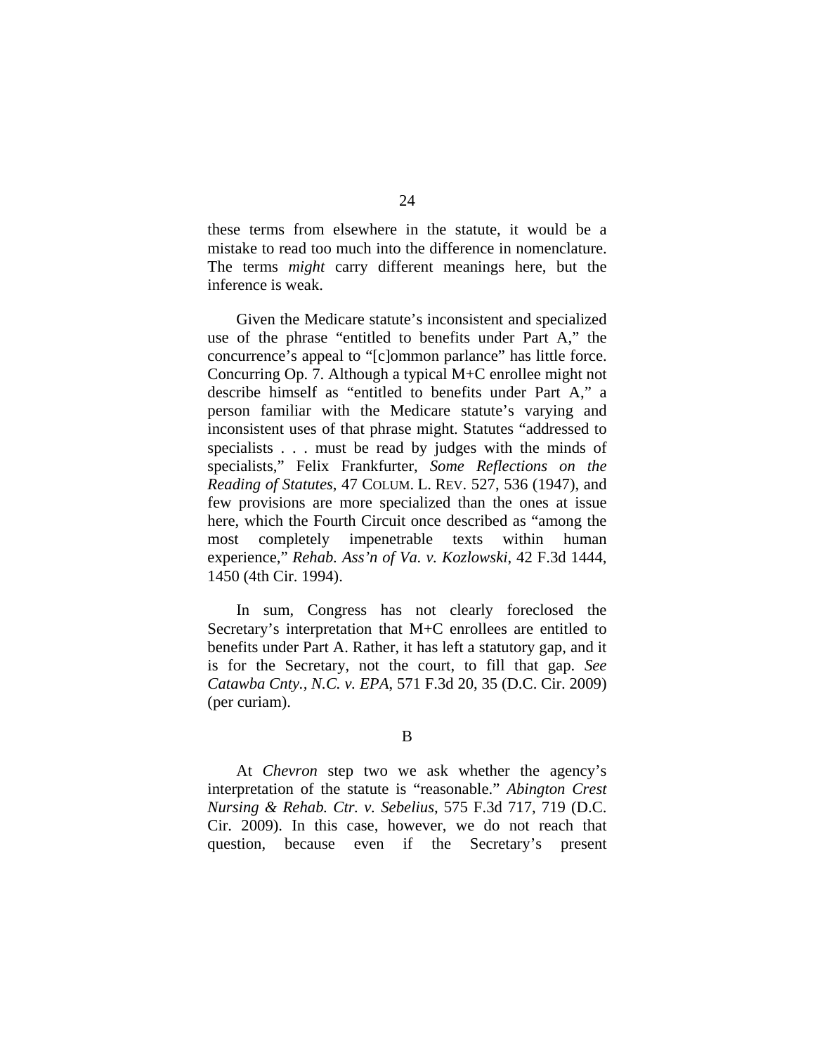these terms from elsewhere in the statute, it would be a mistake to read too much into the difference in nomenclature. The terms *might* carry different meanings here, but the inference is weak.

Given the Medicare statute's inconsistent and specialized use of the phrase "entitled to benefits under Part A," the concurrence's appeal to "[c]ommon parlance" has little force. Concurring Op. 7. Although a typical M+C enrollee might not describe himself as "entitled to benefits under Part A," a person familiar with the Medicare statute's varying and inconsistent uses of that phrase might. Statutes "addressed to specialists . . . must be read by judges with the minds of specialists," Felix Frankfurter, *Some Reflections on the Reading of Statutes*, 47 COLUM. L. REV. 527, 536 (1947), and few provisions are more specialized than the ones at issue here, which the Fourth Circuit once described as "among the most completely impenetrable texts within human experience," *Rehab. Ass'n of Va. v. Kozlowski*, 42 F.3d 1444, 1450 (4th Cir. 1994).

In sum, Congress has not clearly foreclosed the Secretary's interpretation that M+C enrollees are entitled to benefits under Part A. Rather, it has left a statutory gap, and it is for the Secretary, not the court, to fill that gap. *See Catawba Cnty., N.C. v. EPA*, 571 F.3d 20, 35 (D.C. Cir. 2009) (per curiam).

B

At *Chevron* step two we ask whether the agency's interpretation of the statute is "reasonable." *Abington Crest Nursing & Rehab. Ctr. v. Sebelius*, 575 F.3d 717, 719 (D.C. Cir. 2009). In this case, however, we do not reach that question, because even if the Secretary's present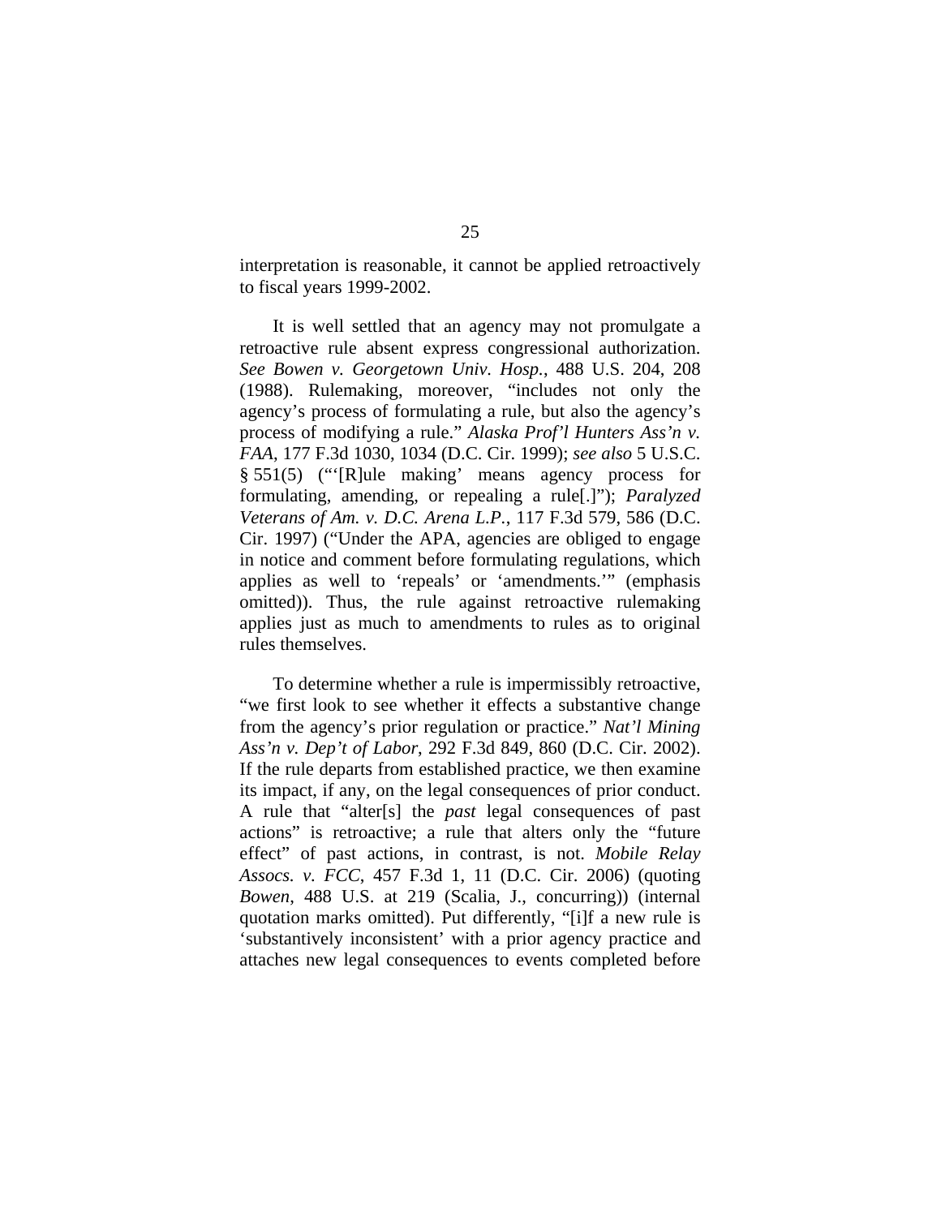interpretation is reasonable, it cannot be applied retroactively to fiscal years 1999-2002.

It is well settled that an agency may not promulgate a retroactive rule absent express congressional authorization. *See Bowen v. Georgetown Univ. Hosp.*, 488 U.S. 204, 208 (1988). Rulemaking, moreover, "includes not only the agency's process of formulating a rule, but also the agency's process of modifying a rule." *Alaska Prof'l Hunters Ass'n v. FAA*, 177 F.3d 1030, 1034 (D.C. Cir. 1999); *see also* 5 U.S.C. § 551(5) ("'[R]ule making' means agency process for formulating, amending, or repealing a rule[.]"); *Paralyzed Veterans of Am. v. D.C. Arena L.P.*, 117 F.3d 579, 586 (D.C. Cir. 1997) ("Under the APA, agencies are obliged to engage in notice and comment before formulating regulations, which applies as well to 'repeals' or 'amendments.'" (emphasis omitted)). Thus, the rule against retroactive rulemaking applies just as much to amendments to rules as to original rules themselves.

To determine whether a rule is impermissibly retroactive, "we first look to see whether it effects a substantive change from the agency's prior regulation or practice." *Nat'l Mining Ass'n v. Dep't of Labor*, 292 F.3d 849, 860 (D.C. Cir. 2002). If the rule departs from established practice, we then examine its impact, if any, on the legal consequences of prior conduct. A rule that "alter[s] the *past* legal consequences of past actions" is retroactive; a rule that alters only the "future effect" of past actions, in contrast, is not. *Mobile Relay Assocs. v. FCC*, 457 F.3d 1, 11 (D.C. Cir. 2006) (quoting *Bowen*, 488 U.S. at 219 (Scalia, J., concurring)) (internal quotation marks omitted). Put differently, "[i]f a new rule is 'substantively inconsistent' with a prior agency practice and attaches new legal consequences to events completed before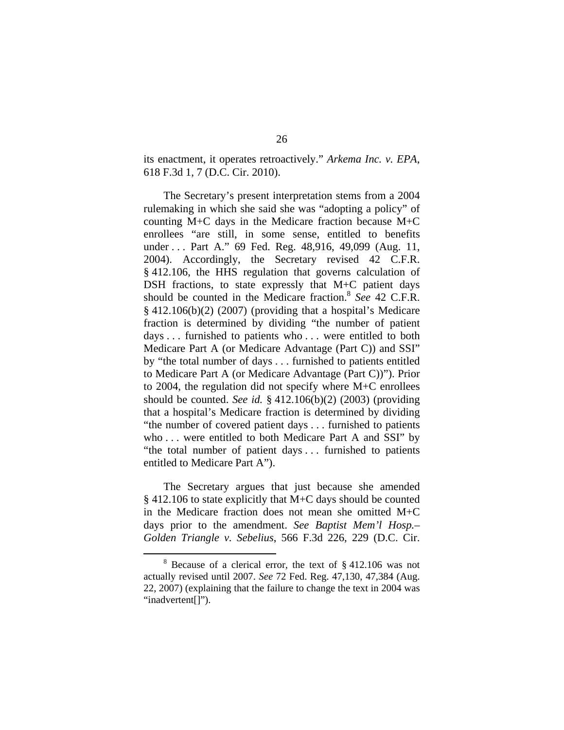its enactment, it operates retroactively." *Arkema Inc. v. EPA*, 618 F.3d 1, 7 (D.C. Cir. 2010).

The Secretary's present interpretation stems from a 2004 rulemaking in which she said she was "adopting a policy" of counting M+C days in the Medicare fraction because M+C enrollees "are still, in some sense, entitled to benefits under . . . Part A." 69 Fed. Reg. 48,916, 49,099 (Aug. 11, 2004). Accordingly, the Secretary revised 42 C.F.R. § 412.106, the HHS regulation that governs calculation of DSH fractions, to state expressly that M+C patient days should be counted in the Medicare fraction.[8] *See* 42 C.F.R. § 412.106(b)(2) (2007) (providing that a hospital's Medicare fraction is determined by dividing "the number of patient days . . . furnished to patients who . . . were entitled to both Medicare Part A (or Medicare Advantage (Part C)) and SSI" by "the total number of days . . . furnished to patients entitled to Medicare Part A (or Medicare Advantage (Part C))"). Prior to 2004, the regulation did not specify where M+C enrollees should be counted. *See id.* § 412.106(b)(2) (2003) (providing that a hospital's Medicare fraction is determined by dividing "the number of covered patient days . . . furnished to patients who . . . were entitled to both Medicare Part A and SSI" by "the total number of patient days . . . furnished to patients entitled to Medicare Part A").

The Secretary argues that just because she amended § 412.106 to state explicitly that M+C days should be counted in the Medicare fraction does not mean she omitted M+C days prior to the amendment. *See Baptist Mem'l Hosp.– Golden Triangle v. Sebelius*, 566 F.3d 226, 229 (D.C. Cir.

[8] Because of a clerical error, the text of § 412.106 was not actually revised until 2007. *See* 72 Fed. Reg. 47,130, 47,384 (Aug. 22, 2007) (explaining that the failure to change the text in 2004 was "inadvertent[]").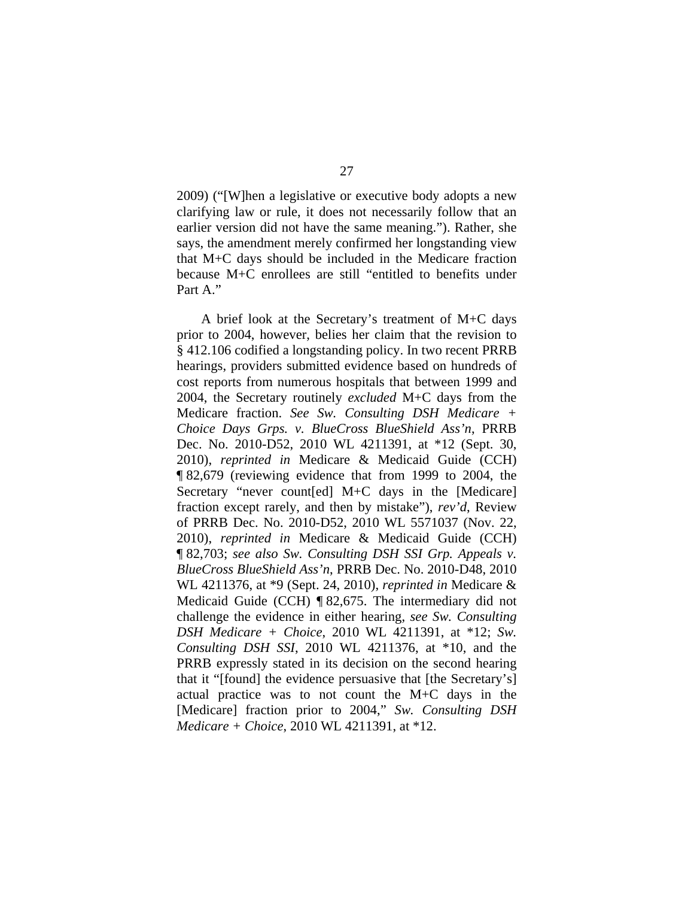2009) ("[W]hen a legislative or executive body adopts a new clarifying law or rule, it does not necessarily follow that an earlier version did not have the same meaning."). Rather, she says, the amendment merely confirmed her longstanding view that M+C days should be included in the Medicare fraction because M+C enrollees are still "entitled to benefits under Part A."

A brief look at the Secretary's treatment of M+C days prior to 2004, however, belies her claim that the revision to § 412.106 codified a longstanding policy. In two recent PRRB hearings, providers submitted evidence based on hundreds of cost reports from numerous hospitals that between 1999 and 2004, the Secretary routinely *excluded* M+C days from the Medicare fraction. *See Sw. Consulting DSH Medicare + Choice Days Grps. v. BlueCross BlueShield Ass'n*, PRRB Dec. No. 2010-D52, 2010 WL 4211391, at *12 (Sept. 30, 2010), *reprinted in* Medicare & Medicaid Guide (CCH) ¶ 82,679 (reviewing evidence that from 1999 to 2004, the Secretary "never count[ed] M+C days in the [Medicare] fraction except rarely, and then by mistake"), *rev'd*, Review of PRRB Dec. No. 2010-D52, 2010 WL 5571037 (Nov. 22, 2010), *reprinted in* Medicare & Medicaid Guide (CCH) ¶ 82,703; *see also Sw. Consulting DSH SSI Grp. Appeals v. BlueCross BlueShield Ass'n*, PRRB Dec. No. 2010-D48, 2010 WL 4211376, at *9 (Sept. 24, 2010), *reprinted in* Medicare & Medicaid Guide (CCH) ¶ 82,675. The intermediary did not challenge the evidence in either hearing, *see Sw. Consulting DSH Medicare + Choice*, 2010 WL 4211391, at *12; *Sw. Consulting DSH SSI*, 2010 WL 4211376, at *10, and the PRRB expressly stated in its decision on the second hearing that it "[found] the evidence persuasive that [the Secretary's] actual practice was to not count the M+C days in the [Medicare] fraction prior to 2004," *Sw. Consulting DSH Medicare + Choice*, 2010 WL 4211391, at *12.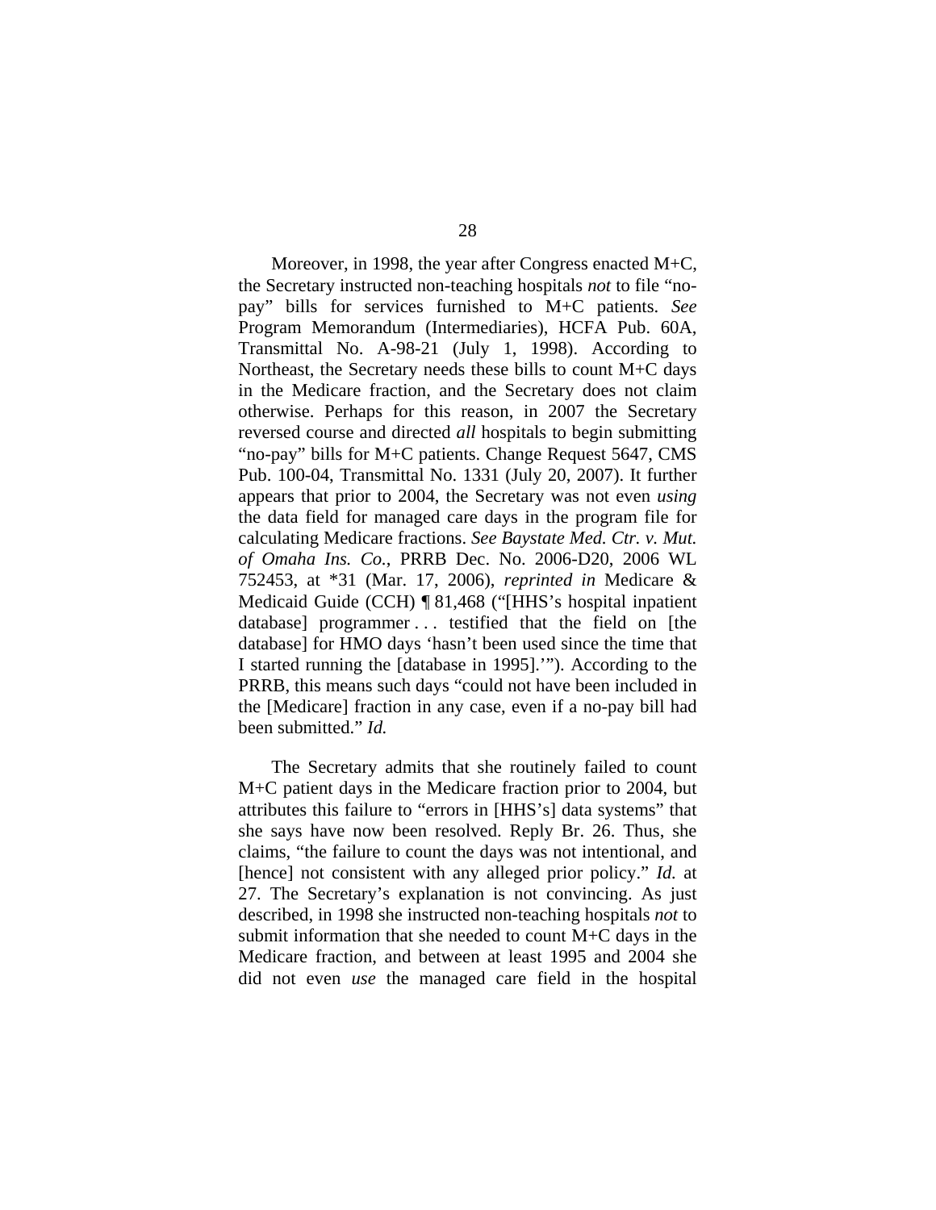Moreover, in 1998, the year after Congress enacted M+C, the Secretary instructed non-teaching hospitals *not* to file "no-pay" bills for services furnished to M+C patients. *See* Program Memorandum (Intermediaries), HCFA Pub. 60A, Transmittal No. A-98-21 (July 1, 1998). According to Northeast, the Secretary needs these bills to count M+C days in the Medicare fraction, and the Secretary does not claim otherwise. Perhaps for this reason, in 2007 the Secretary reversed course and directed *all* hospitals to begin submitting "no-pay" bills for M+C patients. Change Request 5647, CMS Pub. 100-04, Transmittal No. 1331 (July 20, 2007). It further appears that prior to 2004, the Secretary was not even *using* the data field for managed care days in the program file for calculating Medicare fractions. *See Baystate Med. Ctr. v. Mut. of Omaha Ins. Co.*, PRRB Dec. No. 2006-D20, 2006 WL 752453, at *31 (Mar. 17, 2006), *reprinted in* Medicare & Medicaid Guide (CCH) ¶ 81,468 ("[HHS's hospital inpatient database] programmer . . . testified that the field on [the database] for HMO days 'hasn't been used since the time that I started running the [database in 1995].'"). According to the PRRB, this means such days "could not have been included in the [Medicare] fraction in any case, even if a no-pay bill had been submitted." *Id.*

The Secretary admits that she routinely failed to count M+C patient days in the Medicare fraction prior to 2004, but attributes this failure to "errors in [HHS's] data systems" that she says have now been resolved. Reply Br. 26. Thus, she claims, "the failure to count the days was not intentional, and [hence] not consistent with any alleged prior policy." *Id.* at 27. The Secretary's explanation is not convincing. As just described, in 1998 she instructed non-teaching hospitals *not* to submit information that she needed to count M+C days in the Medicare fraction, and between at least 1995 and 2004 she did not even *use* the managed care field in the hospital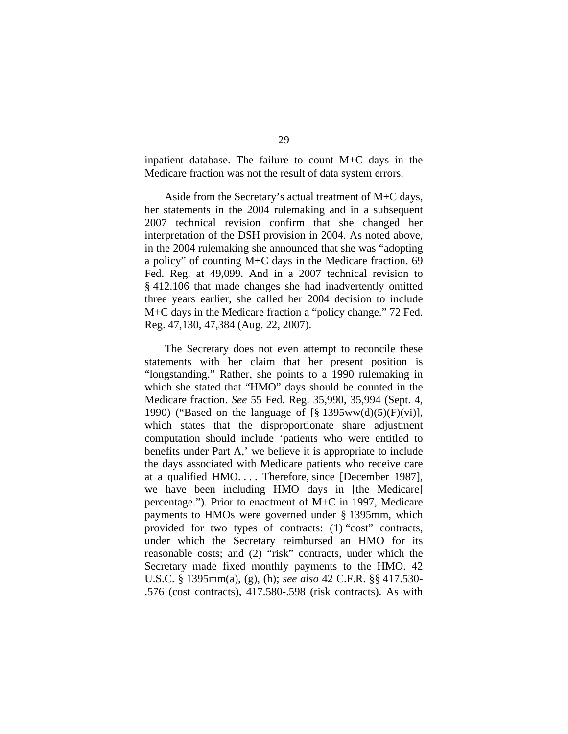inpatient database. The failure to count M+C days in the Medicare fraction was not the result of data system errors.

Aside from the Secretary's actual treatment of M+C days, her statements in the 2004 rulemaking and in a subsequent 2007 technical revision confirm that she changed her interpretation of the DSH provision in 2004. As noted above, in the 2004 rulemaking she announced that she was "adopting a policy" of counting M+C days in the Medicare fraction. 69 Fed. Reg. at 49,099. And in a 2007 technical revision to § 412.106 that made changes she had inadvertently omitted three years earlier, she called her 2004 decision to include M+C days in the Medicare fraction a "policy change." 72 Fed. Reg. 47,130, 47,384 (Aug. 22, 2007).

The Secretary does not even attempt to reconcile these statements with her claim that her present position is "longstanding." Rather, she points to a 1990 rulemaking in which she stated that "HMO" days should be counted in the Medicare fraction. *See* 55 Fed. Reg. 35,990, 35,994 (Sept. 4, 1990) ("Based on the language of [§ 1395ww(d)(5)(F)(vi)], which states that the disproportionate share adjustment computation should include 'patients who were entitled to benefits under Part A,' we believe it is appropriate to include the days associated with Medicare patients who receive care at a qualified HMO. . . . Therefore, since [December 1987], we have been including HMO days in [the Medicare] percentage."). Prior to enactment of M+C in 1997, Medicare payments to HMOs were governed under § 1395mm, which provided for two types of contracts: (1) "cost" contracts, under which the Secretary reimbursed an HMO for its reasonable costs; and (2) "risk" contracts, under which the Secretary made fixed monthly payments to the HMO. 42 U.S.C. § 1395mm(a), (g), (h); *see also* 42 C.F.R. §§ 417.530-.576 (cost contracts), 417.580-.598 (risk contracts). As with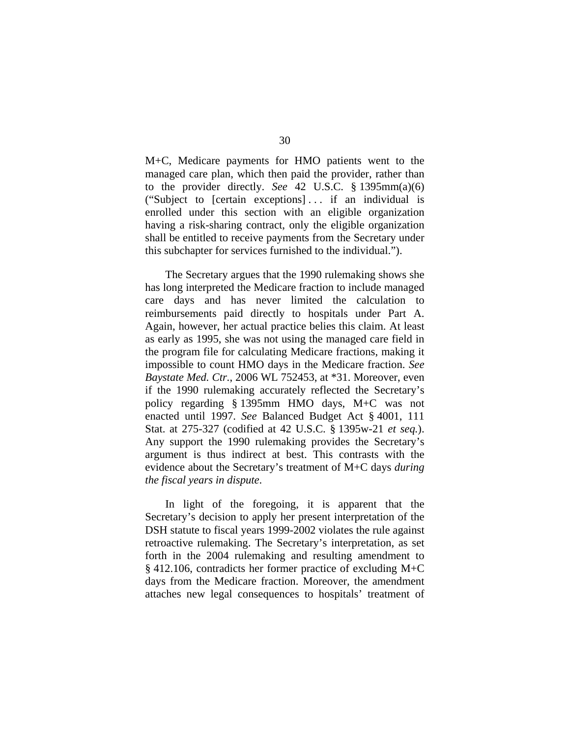M+C, Medicare payments for HMO patients went to the managed care plan, which then paid the provider, rather than to the provider directly. *See* 42 U.S.C. § 1395mm(a)(6) ("Subject to [certain exceptions] . . . if an individual is enrolled under this section with an eligible organization having a risk-sharing contract, only the eligible organization shall be entitled to receive payments from the Secretary under this subchapter for services furnished to the individual.").

The Secretary argues that the 1990 rulemaking shows she has long interpreted the Medicare fraction to include managed care days and has never limited the calculation to reimbursements paid directly to hospitals under Part A. Again, however, her actual practice belies this claim. At least as early as 1995, she was not using the managed care field in the program file for calculating Medicare fractions, making it impossible to count HMO days in the Medicare fraction. *See Baystate Med. Ctr.*, 2006 WL 752453, at *31. Moreover, even if the 1990 rulemaking accurately reflected the Secretary's policy regarding § 1395mm HMO days, M+C was not enacted until 1997. *See* Balanced Budget Act § 4001, 111 Stat. at 275-327 (codified at 42 U.S.C. § 1395w-21 *et seq.*). Any support the 1990 rulemaking provides the Secretary's argument is thus indirect at best. This contrasts with the evidence about the Secretary's treatment of M+C days *during the fiscal years in dispute*.

In light of the foregoing, it is apparent that the Secretary's decision to apply her present interpretation of the DSH statute to fiscal years 1999-2002 violates the rule against retroactive rulemaking. The Secretary's interpretation, as set forth in the 2004 rulemaking and resulting amendment to § 412.106, contradicts her former practice of excluding M+C days from the Medicare fraction. Moreover, the amendment attaches new legal consequences to hospitals' treatment of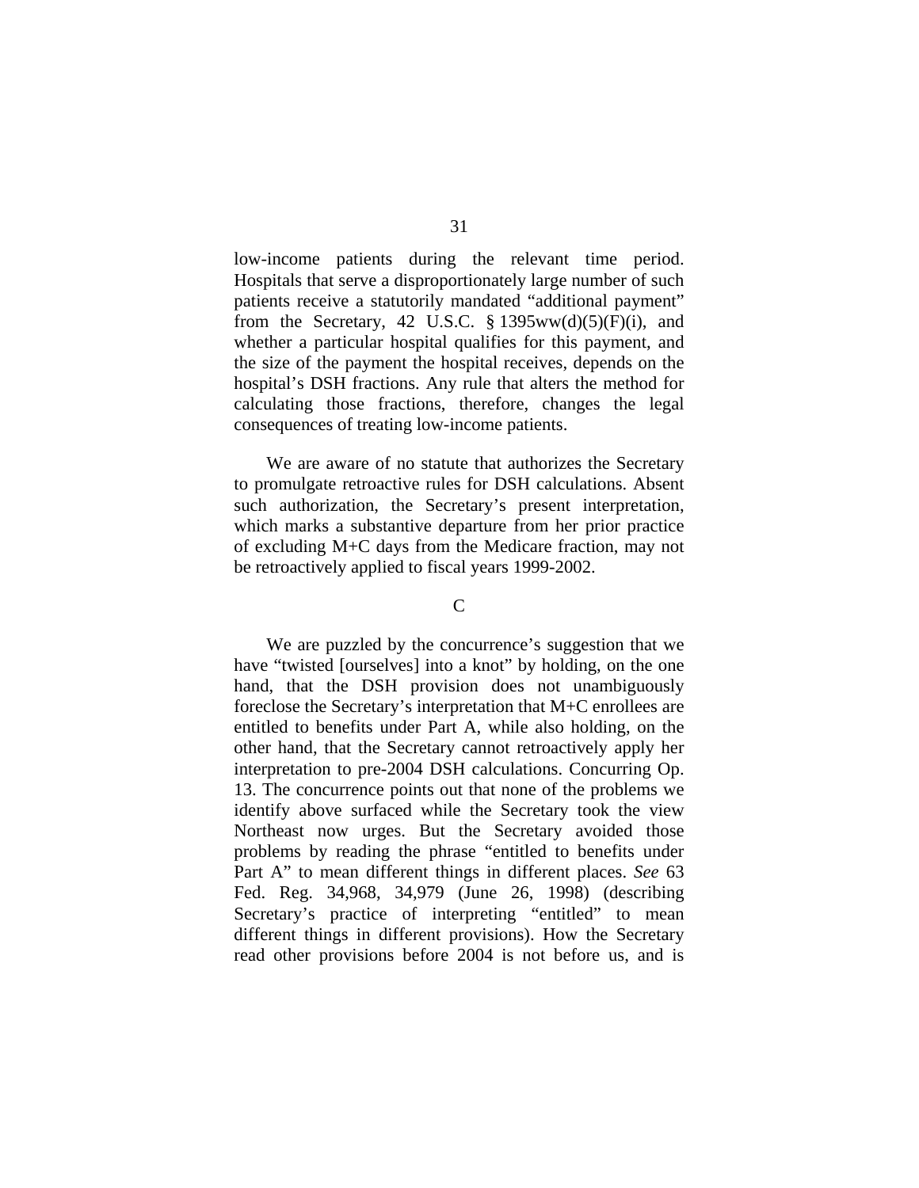low-income patients during the relevant time period. Hospitals that serve a disproportionately large number of such patients receive a statutorily mandated "additional payment" from the Secretary, 42 U.S.C. § 1395ww(d)(5)(F)(i), and whether a particular hospital qualifies for this payment, and the size of the payment the hospital receives, depends on the hospital's DSH fractions. Any rule that alters the method for calculating those fractions, therefore, changes the legal consequences of treating low-income patients.

We are aware of no statute that authorizes the Secretary to promulgate retroactive rules for DSH calculations. Absent such authorization, the Secretary's present interpretation, which marks a substantive departure from her prior practice of excluding M+C days from the Medicare fraction, may not be retroactively applied to fiscal years 1999-2002.

### C

We are puzzled by the concurrence's suggestion that we have "twisted [ourselves] into a knot" by holding, on the one hand, that the DSH provision does not unambiguously foreclose the Secretary's interpretation that M+C enrollees are entitled to benefits under Part A, while also holding, on the other hand, that the Secretary cannot retroactively apply her interpretation to pre-2004 DSH calculations. Concurring Op. 13. The concurrence points out that none of the problems we identify above surfaced while the Secretary took the view Northeast now urges. But the Secretary avoided those problems by reading the phrase "entitled to benefits under Part A" to mean different things in different places. *See* 63 Fed. Reg. 34,968, 34,979 (June 26, 1998) (describing Secretary's practice of interpreting "entitled" to mean different things in different provisions). How the Secretary read other provisions before 2004 is not before us, and is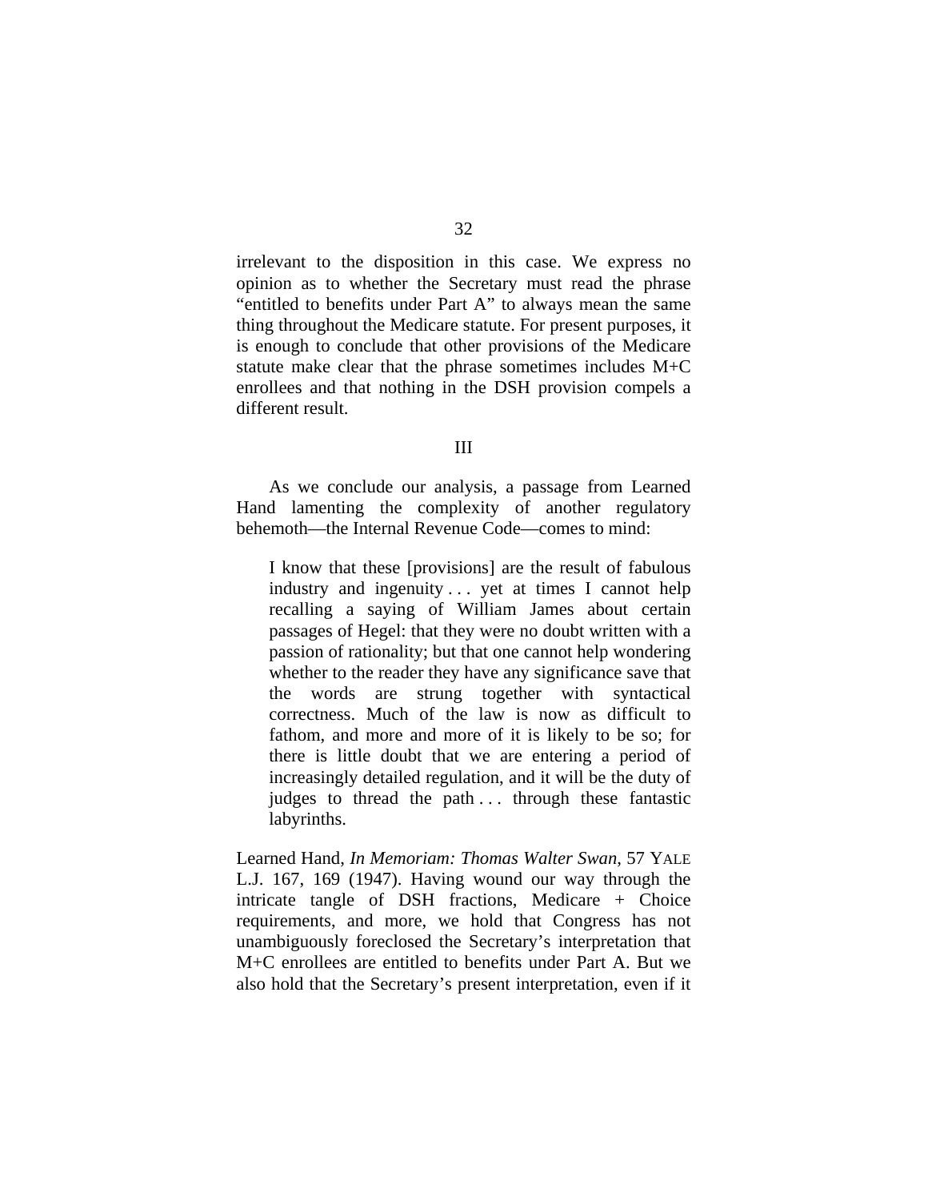irrelevant to the disposition in this case. We express no opinion as to whether the Secretary must read the phrase "entitled to benefits under Part A" to always mean the same thing throughout the Medicare statute. For present purposes, it is enough to conclude that other provisions of the Medicare statute make clear that the phrase sometimes includes M+C enrollees and that nothing in the DSH provision compels a different result.

## III

As we conclude our analysis, a passage from Learned Hand lamenting the complexity of another regulatory behemoth—the Internal Revenue Code—comes to mind:

> I know that these [provisions] are the result of fabulous industry and ingenuity . . . yet at times I cannot help recalling a saying of William James about certain passages of Hegel: that they were no doubt written with a passion of rationality; but that one cannot help wondering whether to the reader they have any significance save that the words are strung together with syntactical correctness. Much of the law is now as difficult to fathom, and more and more of it is likely to be so; for there is little doubt that we are entering a period of increasingly detailed regulation, and it will be the duty of judges to thread the path . . . through these fantastic labyrinths.

Learned Hand, *In Memoriam: Thomas Walter Swan*, 57 YALE L.J. 167, 169 (1947). Having wound our way through the intricate tangle of DSH fractions, Medicare + Choice requirements, and more, we hold that Congress has not unambiguously foreclosed the Secretary's interpretation that M+C enrollees are entitled to benefits under Part A. But we also hold that the Secretary's present interpretation, even if it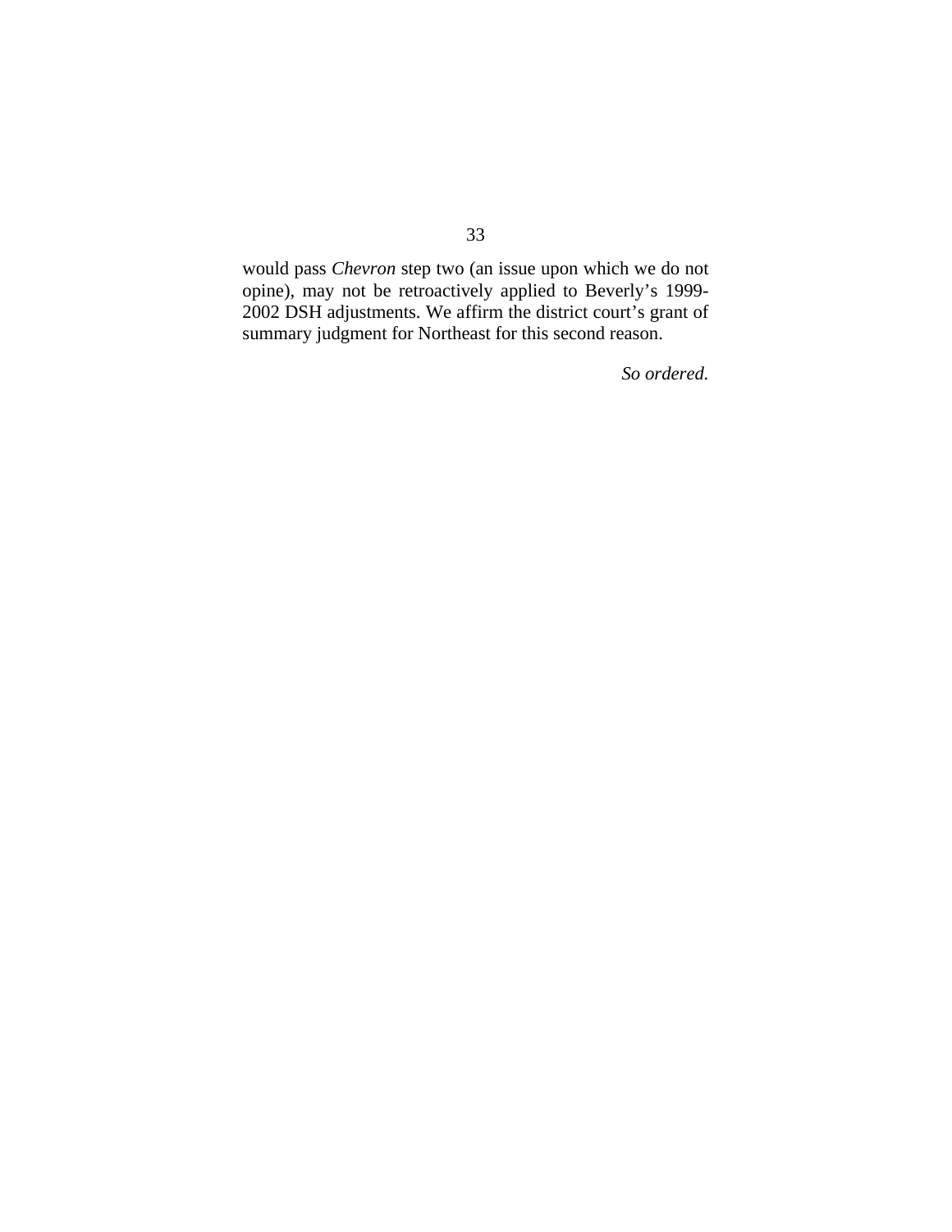would pass *Chevron* step two (an issue upon which we do not opine), may not be retroactively applied to Beverly's 1999-2002 DSH adjustments. We affirm the district court's grant of summary judgment for Northeast for this second reason.

*So ordered.*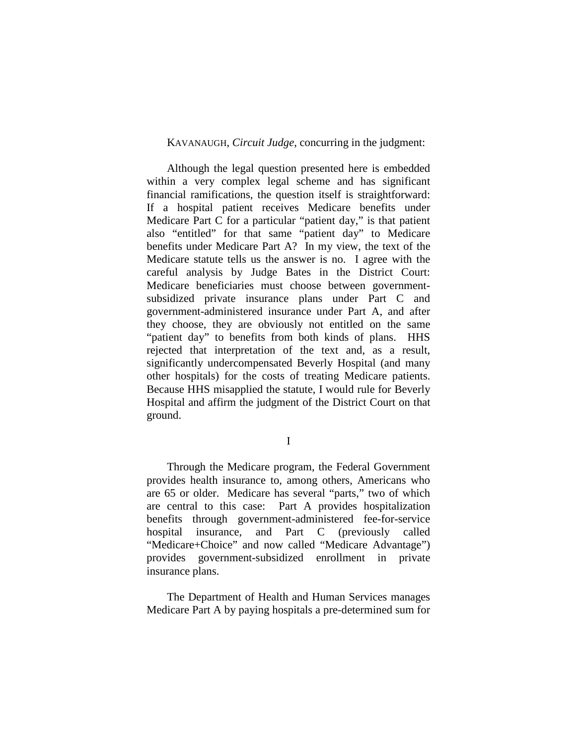KAVANAUGH, *Circuit Judge*, concurring in the judgment:

Although the legal question presented here is embedded within a very complex legal scheme and has significant financial ramifications, the question itself is straightforward: If a hospital patient receives Medicare benefits under Medicare Part C for a particular "patient day," is that patient also "entitled" for that same "patient day" to Medicare benefits under Medicare Part A? In my view, the text of the Medicare statute tells us the answer is no. I agree with the careful analysis by Judge Bates in the District Court: Medicare beneficiaries must choose between government-subsidized private insurance plans under Part C and government-administered insurance under Part A, and after they choose, they are obviously not entitled on the same "patient day" to benefits from both kinds of plans. HHS rejected that interpretation of the text and, as a result, significantly undercompensated Beverly Hospital (and many other hospitals) for the costs of treating Medicare patients. Because HHS misapplied the statute, I would rule for Beverly Hospital and affirm the judgment of the District Court on that ground.

I

Through the Medicare program, the Federal Government provides health insurance to, among others, Americans who are 65 or older. Medicare has several "parts," two of which are central to this case: Part A provides hospitalization benefits through government-administered fee-for-service hospital insurance, and Part C (previously called "Medicare+Choice" and now called "Medicare Advantage") provides government-subsidized enrollment in private insurance plans.

The Department of Health and Human Services manages Medicare Part A by paying hospitals a pre-determined sum for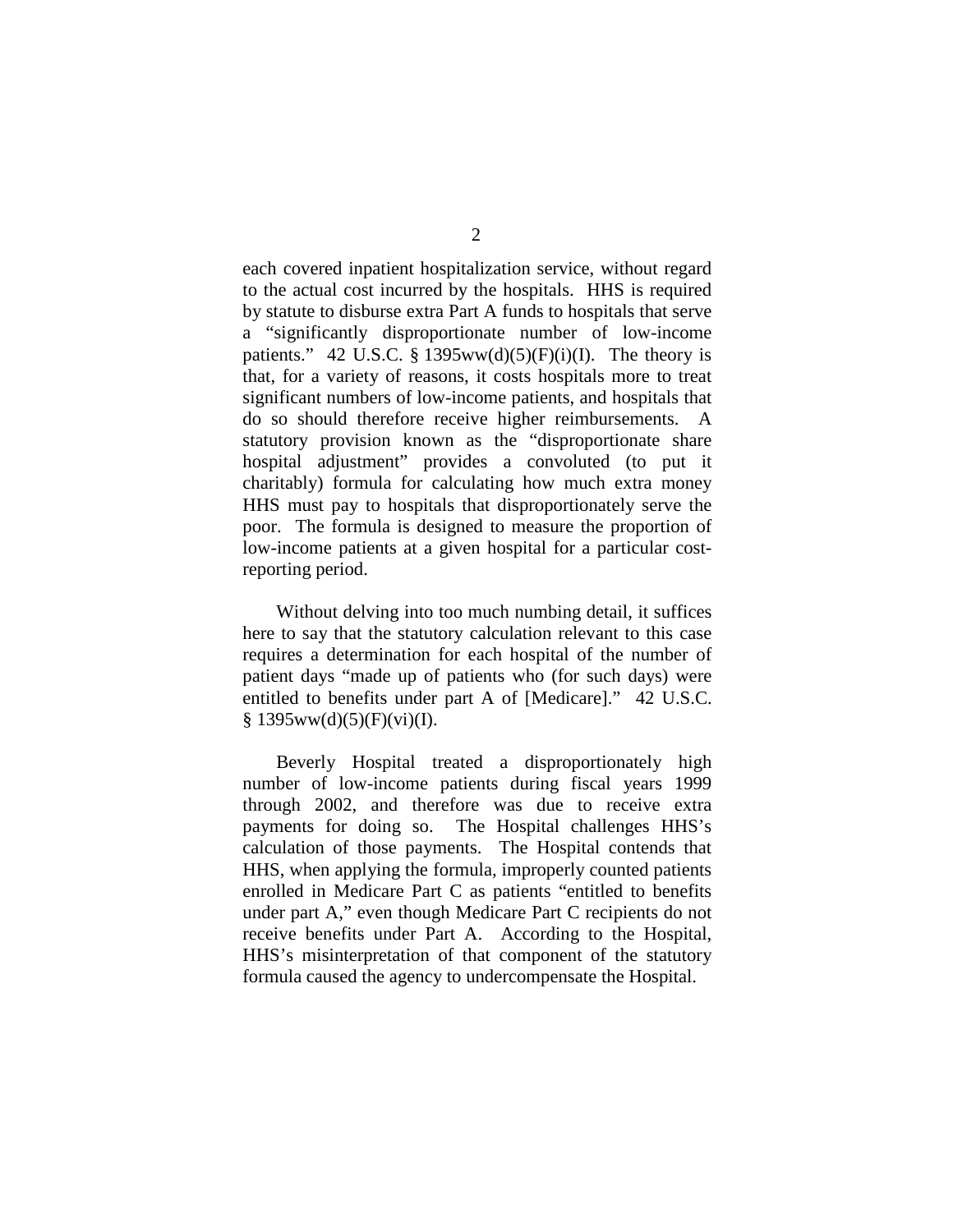each covered inpatient hospitalization service, without regard to the actual cost incurred by the hospitals. HHS is required by statute to disburse extra Part A funds to hospitals that serve a "significantly disproportionate number of low-income patients." 42 U.S.C. § 1395ww(d)(5)(F)(i)(I). The theory is that, for a variety of reasons, it costs hospitals more to treat significant numbers of low-income patients, and hospitals that do so should therefore receive higher reimbursements. A statutory provision known as the "disproportionate share hospital adjustment" provides a convoluted (to put it charitably) formula for calculating how much extra money HHS must pay to hospitals that disproportionately serve the poor. The formula is designed to measure the proportion of low-income patients at a given hospital for a particular cost-reporting period.

Without delving into too much numbing detail, it suffices here to say that the statutory calculation relevant to this case requires a determination for each hospital of the number of patient days "made up of patients who (for such days) were entitled to benefits under part A of [Medicare]." 42 U.S.C. § 1395ww(d)(5)(F)(vi)(I).

Beverly Hospital treated a disproportionately high number of low-income patients during fiscal years 1999 through 2002, and therefore was due to receive extra payments for doing so. The Hospital challenges HHS's calculation of those payments. The Hospital contends that HHS, when applying the formula, improperly counted patients enrolled in Medicare Part C as patients "entitled to benefits under part A," even though Medicare Part C recipients do not receive benefits under Part A. According to the Hospital, HHS's misinterpretation of that component of the statutory formula caused the agency to undercompensate the Hospital.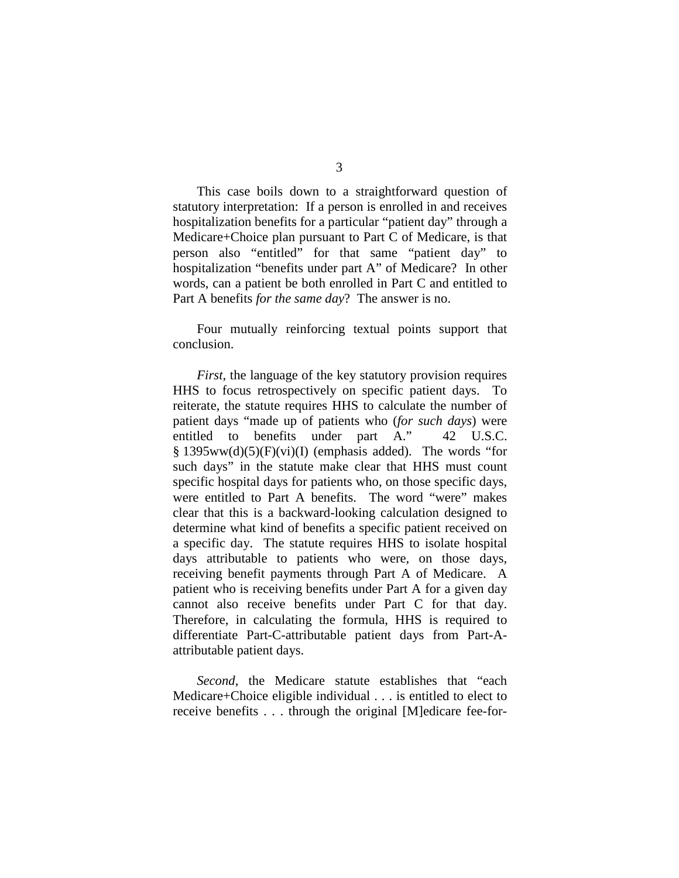This case boils down to a straightforward question of statutory interpretation: If a person is enrolled in and receives hospitalization benefits for a particular "patient day" through a Medicare+Choice plan pursuant to Part C of Medicare, is that person also "entitled" for that same "patient day" to hospitalization "benefits under part A" of Medicare? In other words, can a patient be both enrolled in Part C and entitled to Part A benefits *for the same day*? The answer is no.

Four mutually reinforcing textual points support that conclusion.

*First*, the language of the key statutory provision requires HHS to focus retrospectively on specific patient days. To reiterate, the statute requires HHS to calculate the number of patient days "made up of patients who (*for such days*) were entitled to benefits under part A." 42 U.S.C. § 1395ww(d)(5)(F)(vi)(I) (emphasis added). The words "for such days" in the statute make clear that HHS must count specific hospital days for patients who, on those specific days, were entitled to Part A benefits. The word "were" makes clear that this is a backward-looking calculation designed to determine what kind of benefits a specific patient received on a specific day. The statute requires HHS to isolate hospital days attributable to patients who were, on those days, receiving benefit payments through Part A of Medicare. A patient who is receiving benefits under Part A for a given day cannot also receive benefits under Part C for that day. Therefore, in calculating the formula, HHS is required to differentiate Part-C-attributable patient days from Part-A-attributable patient days.

*Second*, the Medicare statute establishes that "each Medicare+Choice eligible individual . . . is entitled to elect to receive benefits . . . through the original [M]edicare fee-for-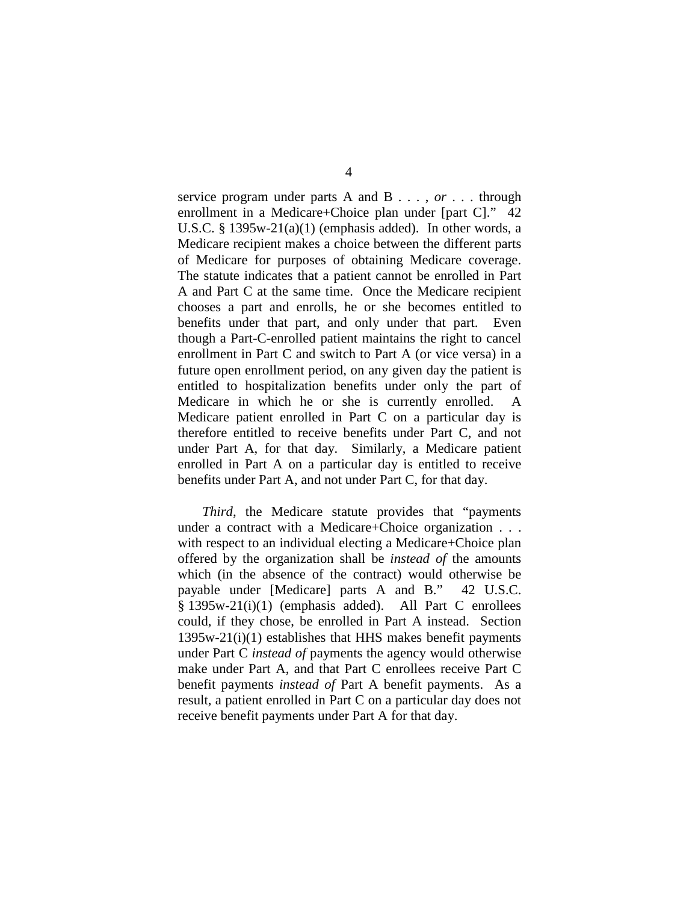service program under parts A and B . . . , *or* . . . through enrollment in a Medicare+Choice plan under [part C]." 42 U.S.C. § 1395w-21(a)(1) (emphasis added). In other words, a Medicare recipient makes a choice between the different parts of Medicare for purposes of obtaining Medicare coverage. The statute indicates that a patient cannot be enrolled in Part A and Part C at the same time. Once the Medicare recipient chooses a part and enrolls, he or she becomes entitled to benefits under that part, and only under that part. Even though a Part-C-enrolled patient maintains the right to cancel enrollment in Part C and switch to Part A (or vice versa) in a future open enrollment period, on any given day the patient is entitled to hospitalization benefits under only the part of Medicare in which he or she is currently enrolled. A Medicare patient enrolled in Part C on a particular day is therefore entitled to receive benefits under Part C, and not under Part A, for that day. Similarly, a Medicare patient enrolled in Part A on a particular day is entitled to receive benefits under Part A, and not under Part C, for that day.

*Third*, the Medicare statute provides that "payments under a contract with a Medicare+Choice organization . . . with respect to an individual electing a Medicare+Choice plan offered by the organization shall be *instead of* the amounts which (in the absence of the contract) would otherwise be payable under [Medicare] parts A and B." 42 U.S.C. § 1395w-21(i)(1) (emphasis added). All Part C enrollees could, if they chose, be enrolled in Part A instead. Section 1395w-21(i)(1) establishes that HHS makes benefit payments under Part C *instead of* payments the agency would otherwise make under Part A, and that Part C enrollees receive Part C benefit payments *instead of* Part A benefit payments. As a result, a patient enrolled in Part C on a particular day does not receive benefit payments under Part A for that day.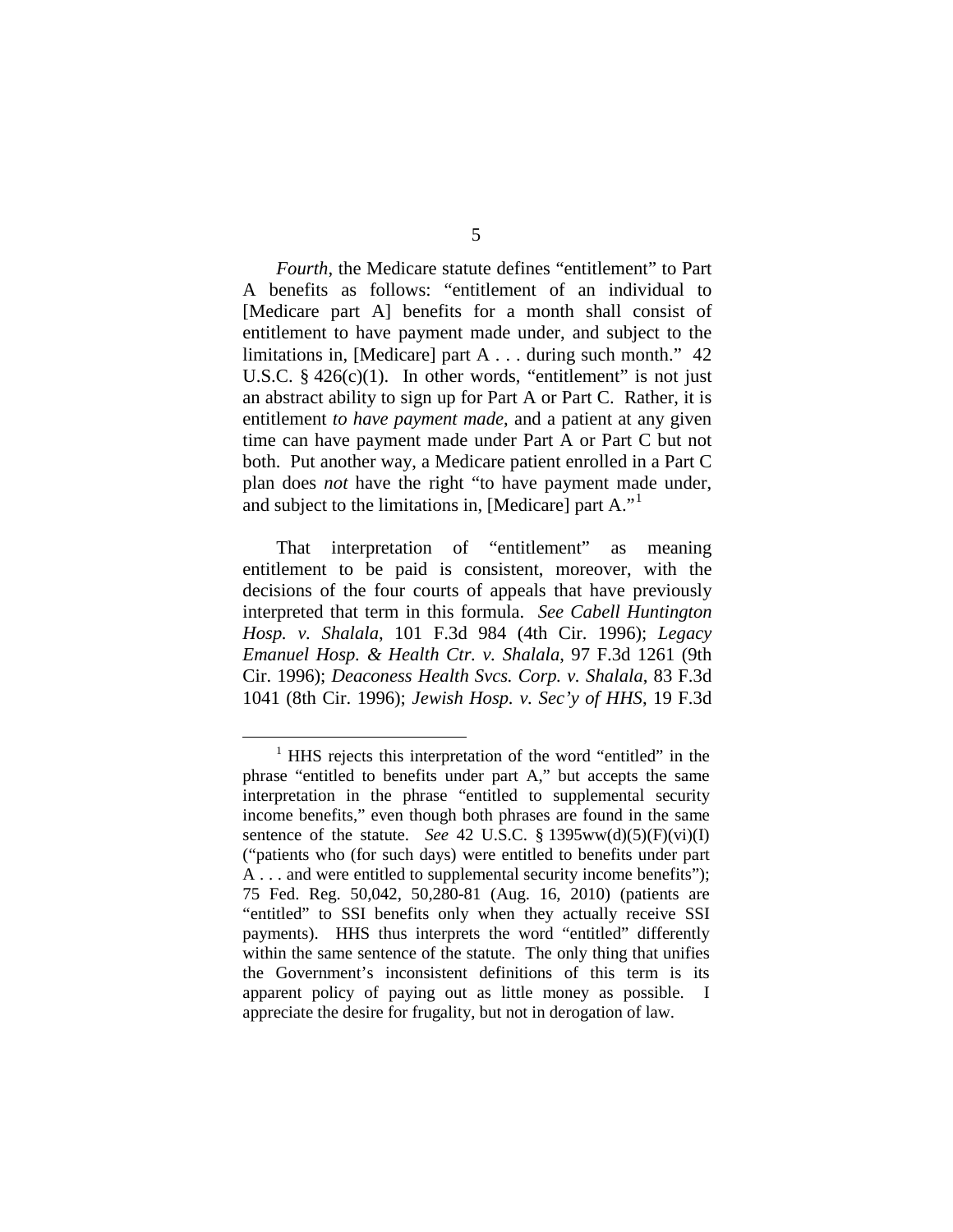*Fourth*, the Medicare statute defines "entitlement" to Part A benefits as follows: "entitlement of an individual to [Medicare part A] benefits for a month shall consist of entitlement to have payment made under, and subject to the limitations in, [Medicare] part A . . . during such month." 42 U.S.C. § 426(c)(1). In other words, "entitlement" is not just an abstract ability to sign up for Part A or Part C. Rather, it is entitlement *to have payment made*, and a patient at any given time can have payment made under Part A or Part C but not both. Put another way, a Medicare patient enrolled in a Part C plan does *not* have the right "to have payment made under, and subject to the limitations in, [Medicare] part A."[1]

That interpretation of "entitlement" as meaning entitlement to be paid is consistent, moreover, with the decisions of the four courts of appeals that have previously interpreted that term in this formula. *See Cabell Huntington Hosp. v. Shalala*, 101 F.3d 984 (4th Cir. 1996); *Legacy Emanuel Hosp. & Health Ctr. v. Shalala*, 97 F.3d 1261 (9th Cir. 1996); *Deaconess Health Svcs. Corp. v. Shalala*, 83 F.3d 1041 (8th Cir. 1996); *Jewish Hosp. v. Sec'y of HHS*, 19 F.3d

---

[1] HHS rejects this interpretation of the word "entitled" in the phrase "entitled to benefits under part A," but accepts the same interpretation in the phrase "entitled to supplemental security income benefits," even though both phrases are found in the same sentence of the statute. *See* 42 U.S.C. § 1395ww(d)(5)(F)(vi)(I) ("patients who (for such days) were entitled to benefits under part A . . . and were entitled to supplemental security income benefits"); 75 Fed. Reg. 50,042, 50,280-81 (Aug. 16, 2010) (patients are "entitled" to SSI benefits only when they actually receive SSI payments). HHS thus interprets the word "entitled" differently within the same sentence of the statute. The only thing that unifies the Government's inconsistent definitions of this term is its apparent policy of paying out as little money as possible. I appreciate the desire for frugality, but not in derogation of law.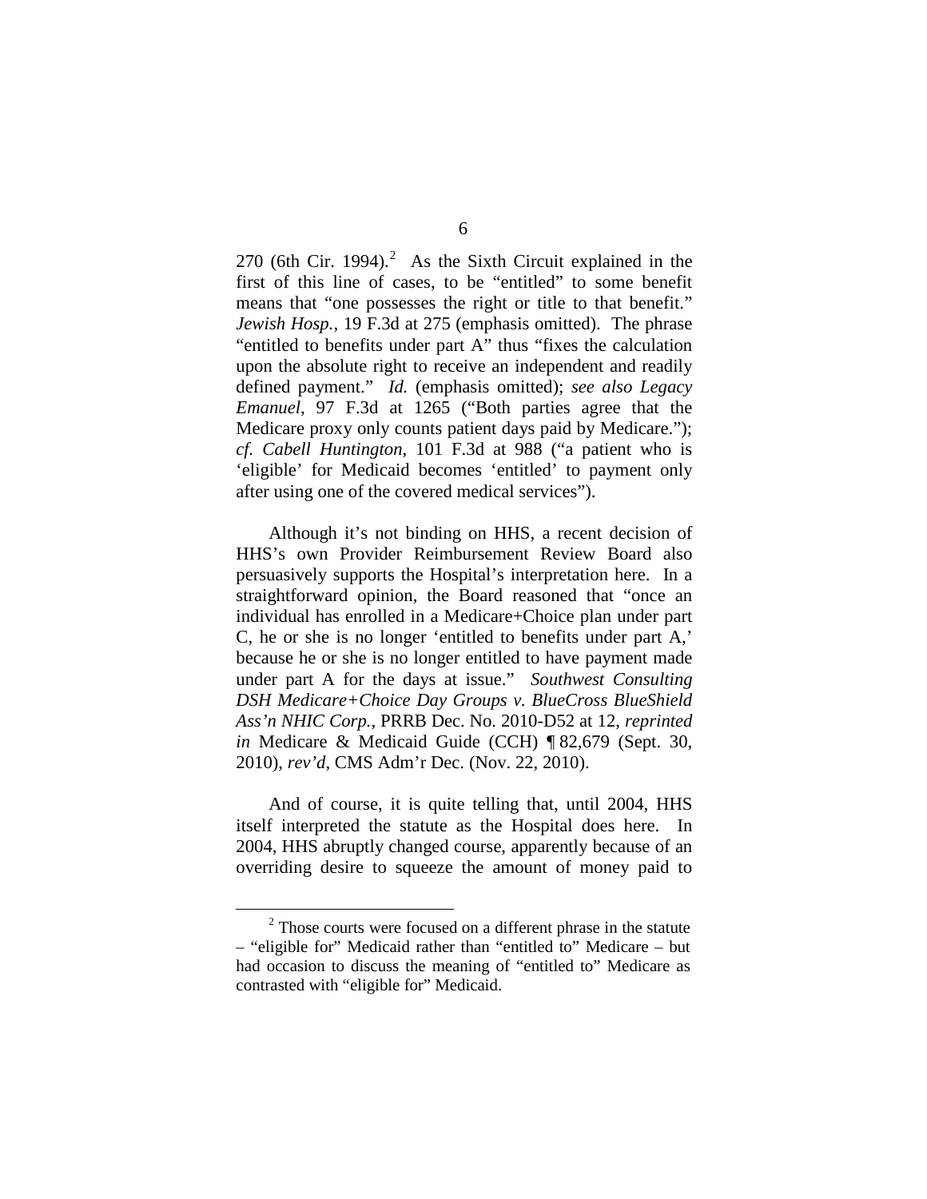270 (6th Cir. 1994).[2] As the Sixth Circuit explained in the first of this line of cases, to be "entitled" to some benefit means that "one possesses the right or title to that benefit." *Jewish Hosp.*, 19 F.3d at 275 (emphasis omitted). The phrase "entitled to benefits under part A" thus "fixes the calculation upon the absolute right to receive an independent and readily defined payment." *Id.* (emphasis omitted); *see also Legacy Emanuel*, 97 F.3d at 1265 ("Both parties agree that the Medicare proxy only counts patient days paid by Medicare."); *cf. Cabell Huntington*, 101 F.3d at 988 ("a patient who is 'eligible' for Medicaid becomes 'entitled' to payment only after using one of the covered medical services").

Although it's not binding on HHS, a recent decision of HHS's own Provider Reimbursement Review Board also persuasively supports the Hospital's interpretation here. In a straightforward opinion, the Board reasoned that "once an individual has enrolled in a Medicare+Choice plan under part C, he or she is no longer 'entitled to benefits under part A,' because he or she is no longer entitled to have payment made under part A for the days at issue." *Southwest Consulting DSH Medicare+Choice Day Groups v. BlueCross BlueShield Ass'n NHIC Corp.*, PRRB Dec. No. 2010-D52 at 12, *reprinted in* Medicare & Medicaid Guide (CCH) ¶ 82,679 (Sept. 30, 2010), *rev'd*, CMS Adm'r Dec. (Nov. 22, 2010).

And of course, it is quite telling that, until 2004, HHS itself interpreted the statute as the Hospital does here. In 2004, HHS abruptly changed course, apparently because of an overriding desire to squeeze the amount of money paid to

[2] Those courts were focused on a different phrase in the statute – "eligible for" Medicaid rather than "entitled to" Medicare – but had occasion to discuss the meaning of "entitled to" Medicare as contrasted with "eligible for" Medicaid.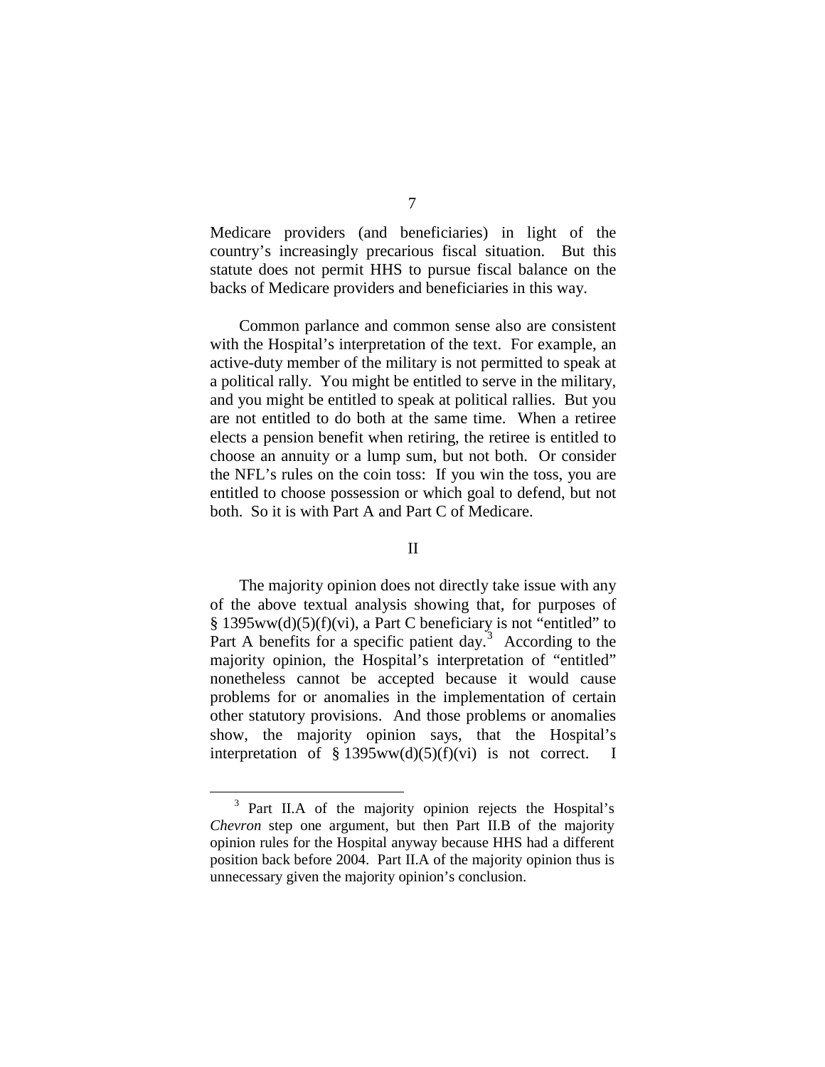Medicare providers (and beneficiaries) in light of the country's increasingly precarious fiscal situation. But this statute does not permit HHS to pursue fiscal balance on the backs of Medicare providers and beneficiaries in this way.

Common parlance and common sense also are consistent with the Hospital's interpretation of the text. For example, an active-duty member of the military is not permitted to speak at a political rally. You might be entitled to serve in the military, and you might be entitled to speak at political rallies. But you are not entitled to do both at the same time. When a retiree elects a pension benefit when retiring, the retiree is entitled to choose an annuity or a lump sum, but not both. Or consider the NFL's rules on the coin toss: If you win the toss, you are entitled to choose possession or which goal to defend, but not both. So it is with Part A and Part C of Medicare.

## II

The majority opinion does not directly take issue with any of the above textual analysis showing that, for purposes of § 1395ww(d)(5)(f)(vi), a Part C beneficiary is not "entitled" to Part A benefits for a specific patient day.[3] According to the majority opinion, the Hospital's interpretation of "entitled" nonetheless cannot be accepted because it would cause problems for or anomalies in the implementation of certain other statutory provisions. And those problems or anomalies show, the majority opinion says, that the Hospital's interpretation of § 1395ww(d)(5)(f)(vi) is not correct. I

[3] Part II.A of the majority opinion rejects the Hospital's *Chevron* step one argument, but then Part II.B of the majority opinion rules for the Hospital anyway because HHS had a different position back before 2004. Part II.A of the majority opinion thus is unnecessary given the majority opinion's conclusion.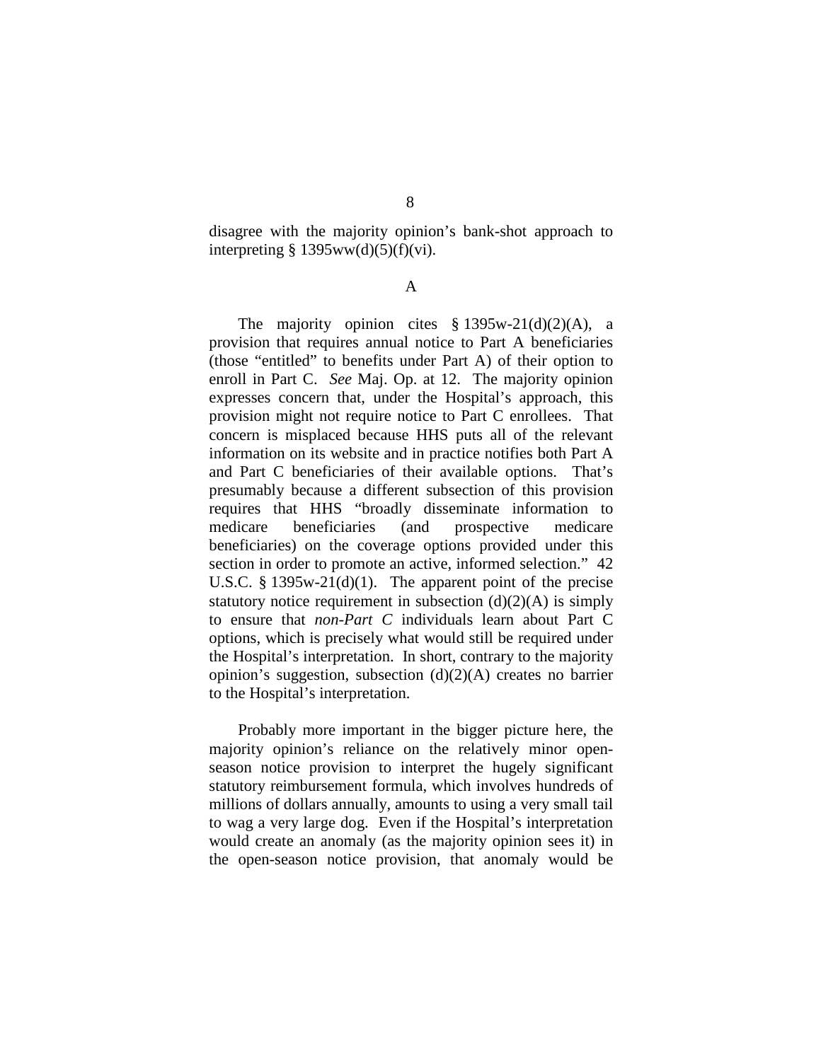disagree with the majority opinion's bank-shot approach to interpreting § 1395ww(d)(5)(f)(vi).

A

The majority opinion cites § 1395w-21(d)(2)(A), a provision that requires annual notice to Part A beneficiaries (those "entitled" to benefits under Part A) of their option to enroll in Part C. *See* Maj. Op. at 12. The majority opinion expresses concern that, under the Hospital's approach, this provision might not require notice to Part C enrollees. That concern is misplaced because HHS puts all of the relevant information on its website and in practice notifies both Part A and Part C beneficiaries of their available options. That's presumably because a different subsection of this provision requires that HHS "broadly disseminate information to medicare beneficiaries (and prospective medicare beneficiaries) on the coverage options provided under this section in order to promote an active, informed selection." 42 U.S.C. § 1395w-21(d)(1). The apparent point of the precise statutory notice requirement in subsection (d)(2)(A) is simply to ensure that *non-Part C* individuals learn about Part C options, which is precisely what would still be required under the Hospital's interpretation. In short, contrary to the majority opinion's suggestion, subsection (d)(2)(A) creates no barrier to the Hospital's interpretation.

Probably more important in the bigger picture here, the majority opinion's reliance on the relatively minor open-season notice provision to interpret the hugely significant statutory reimbursement formula, which involves hundreds of millions of dollars annually, amounts to using a very small tail to wag a very large dog. Even if the Hospital's interpretation would create an anomaly (as the majority opinion sees it) in the open-season notice provision, that anomaly would be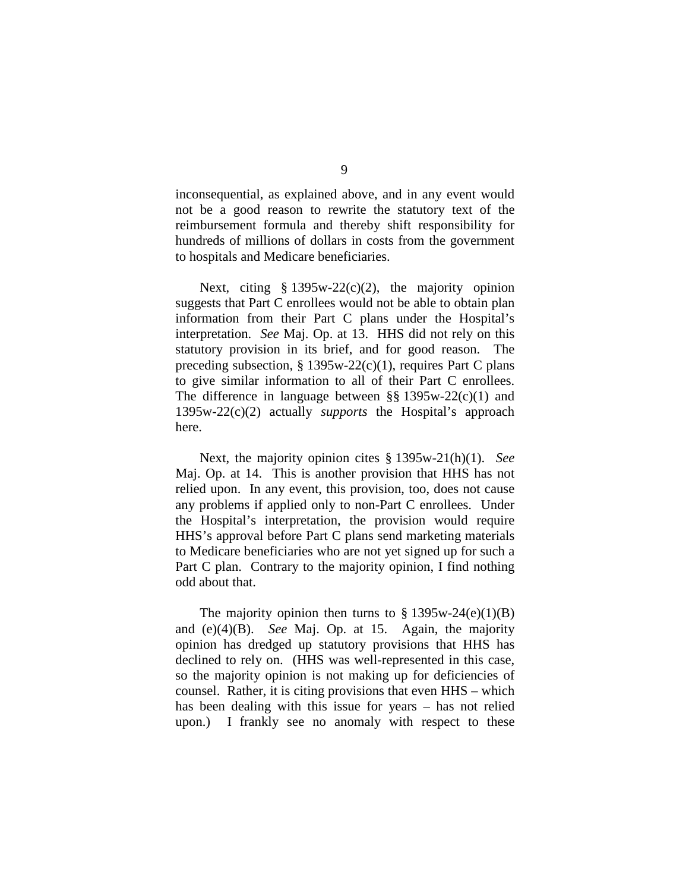inconsequential, as explained above, and in any event would not be a good reason to rewrite the statutory text of the reimbursement formula and thereby shift responsibility for hundreds of millions of dollars in costs from the government to hospitals and Medicare beneficiaries.

Next, citing § 1395w-22(c)(2), the majority opinion suggests that Part C enrollees would not be able to obtain plan information from their Part C plans under the Hospital's interpretation. *See* Maj. Op. at 13. HHS did not rely on this statutory provision in its brief, and for good reason. The preceding subsection, § 1395w-22(c)(1), requires Part C plans to give similar information to all of their Part C enrollees. The difference in language between §§ 1395w-22(c)(1) and 1395w-22(c)(2) actually *supports* the Hospital's approach here.

Next, the majority opinion cites § 1395w-21(h)(1). *See* Maj. Op. at 14. This is another provision that HHS has not relied upon. In any event, this provision, too, does not cause any problems if applied only to non-Part C enrollees. Under the Hospital's interpretation, the provision would require HHS's approval before Part C plans send marketing materials to Medicare beneficiaries who are not yet signed up for such a Part C plan. Contrary to the majority opinion, I find nothing odd about that.

The majority opinion then turns to § 1395w-24(e)(1)(B) and (e)(4)(B). *See* Maj. Op. at 15. Again, the majority opinion has dredged up statutory provisions that HHS has declined to rely on. (HHS was well-represented in this case, so the majority opinion is not making up for deficiencies of counsel. Rather, it is citing provisions that even HHS – which has been dealing with this issue for years – has not relied upon.) I frankly see no anomaly with respect to these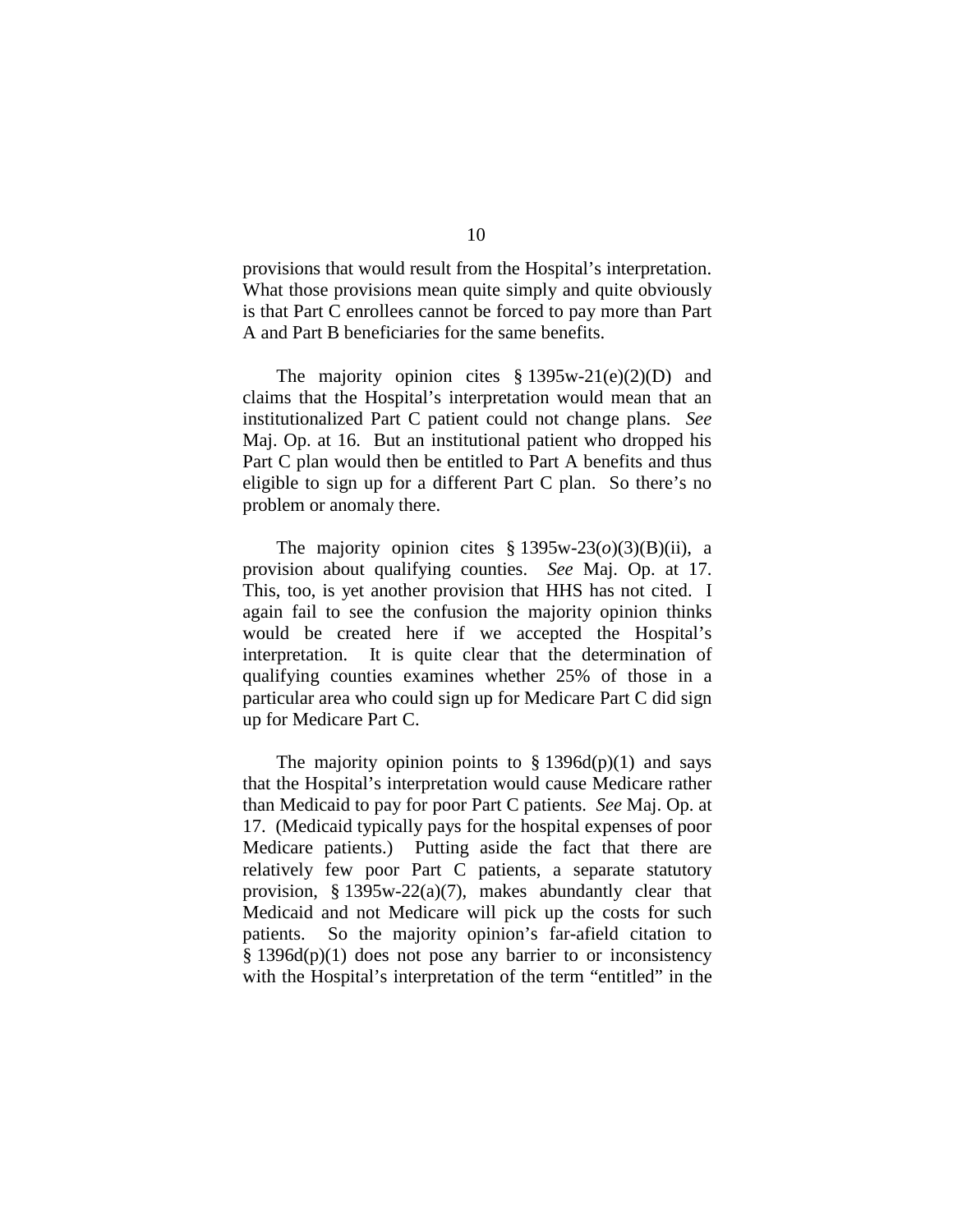provisions that would result from the Hospital's interpretation. What those provisions mean quite simply and quite obviously is that Part C enrollees cannot be forced to pay more than Part A and Part B beneficiaries for the same benefits.

The majority opinion cites § 1395w-21(e)(2)(D) and claims that the Hospital's interpretation would mean that an institutionalized Part C patient could not change plans. *See* Maj. Op. at 16. But an institutional patient who dropped his Part C plan would then be entitled to Part A benefits and thus eligible to sign up for a different Part C plan. So there's no problem or anomaly there.

The majority opinion cites § 1395w-23(*o*)(3)(B)(ii), a provision about qualifying counties. *See* Maj. Op. at 17. This, too, is yet another provision that HHS has not cited. I again fail to see the confusion the majority opinion thinks would be created here if we accepted the Hospital's interpretation. It is quite clear that the determination of qualifying counties examines whether 25% of those in a particular area who could sign up for Medicare Part C did sign up for Medicare Part C.

The majority opinion points to § 1396d(p)(1) and says that the Hospital's interpretation would cause Medicare rather than Medicaid to pay for poor Part C patients. *See* Maj. Op. at 17. (Medicaid typically pays for the hospital expenses of poor Medicare patients.) Putting aside the fact that there are relatively few poor Part C patients, a separate statutory provision, § 1395w-22(a)(7), makes abundantly clear that Medicaid and not Medicare will pick up the costs for such patients. So the majority opinion's far-afield citation to § 1396d(p)(1) does not pose any barrier to or inconsistency with the Hospital's interpretation of the term "entitled" in the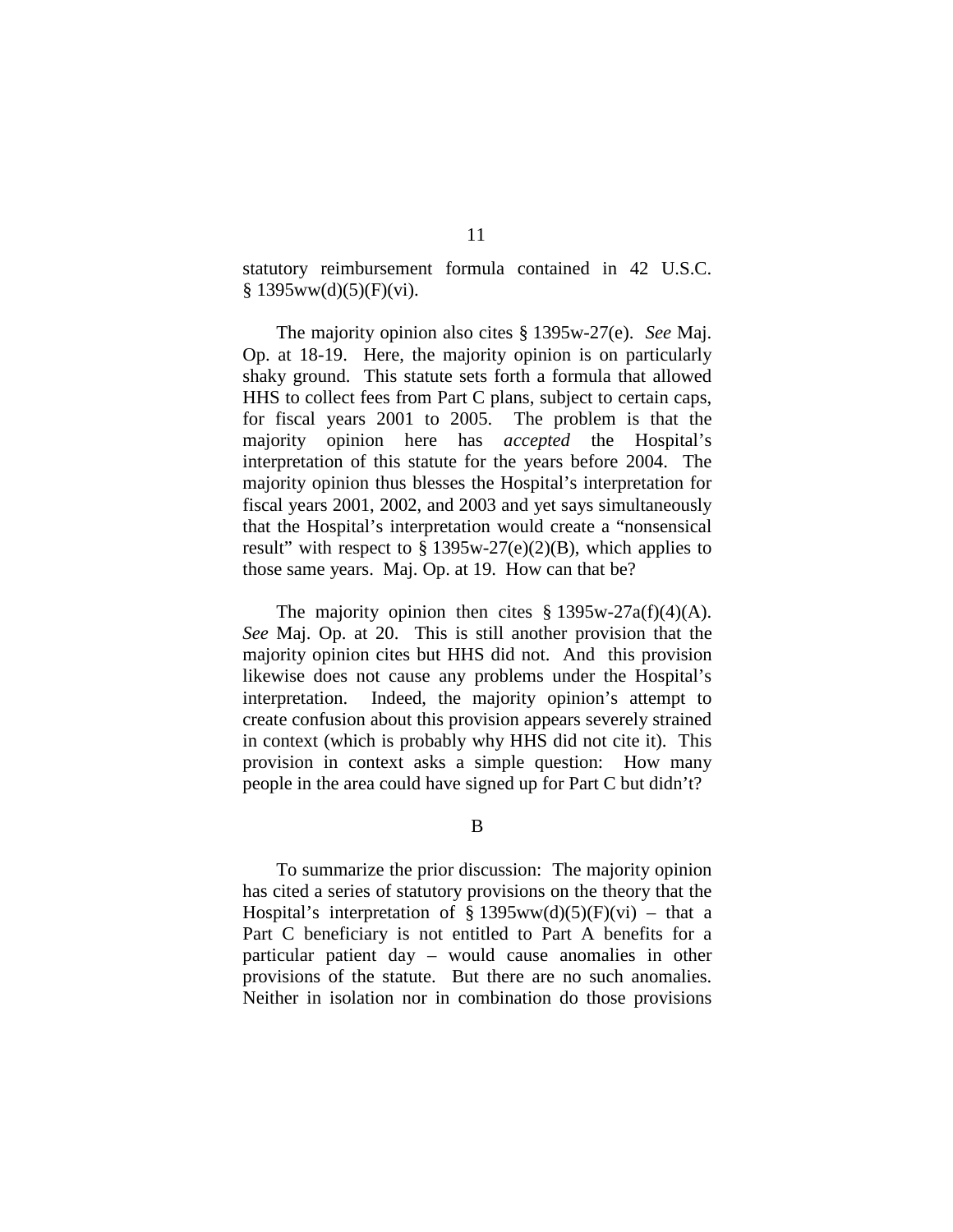statutory reimbursement formula contained in 42 U.S.C. § 1395ww(d)(5)(F)(vi).

The majority opinion also cites § 1395w-27(e). *See* Maj. Op. at 18-19. Here, the majority opinion is on particularly shaky ground. This statute sets forth a formula that allowed HHS to collect fees from Part C plans, subject to certain caps, for fiscal years 2001 to 2005. The problem is that the majority opinion here has *accepted* the Hospital's interpretation of this statute for the years before 2004. The majority opinion thus blesses the Hospital's interpretation for fiscal years 2001, 2002, and 2003 and yet says simultaneously that the Hospital's interpretation would create a "nonsensical result" with respect to § 1395w-27(e)(2)(B), which applies to those same years. Maj. Op. at 19. How can that be?

The majority opinion then cites § 1395w-27a(f)(4)(A). *See* Maj. Op. at 20. This is still another provision that the majority opinion cites but HHS did not. And this provision likewise does not cause any problems under the Hospital's interpretation. Indeed, the majority opinion's attempt to create confusion about this provision appears severely strained in context (which is probably why HHS did not cite it). This provision in context asks a simple question: How many people in the area could have signed up for Part C but didn't?

### B

To summarize the prior discussion: The majority opinion has cited a series of statutory provisions on the theory that the Hospital's interpretation of § 1395ww(d)(5)(F)(vi) – that a Part C beneficiary is not entitled to Part A benefits for a particular patient day – would cause anomalies in other provisions of the statute. But there are no such anomalies. Neither in isolation nor in combination do those provisions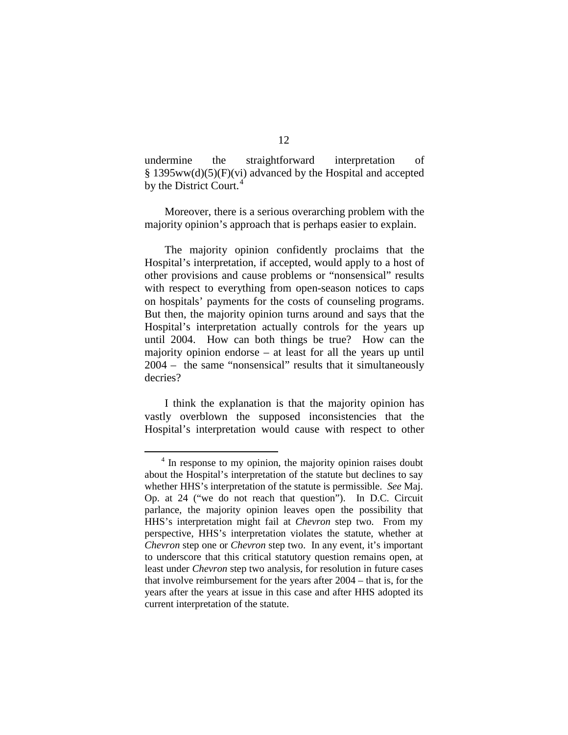undermine the straightforward interpretation of § 1395ww(d)(5)(F)(vi) advanced by the Hospital and accepted by the District Court.[4]

Moreover, there is a serious overarching problem with the majority opinion's approach that is perhaps easier to explain.

The majority opinion confidently proclaims that the Hospital's interpretation, if accepted, would apply to a host of other provisions and cause problems or "nonsensical" results with respect to everything from open-season notices to caps on hospitals' payments for the costs of counseling programs. But then, the majority opinion turns around and says that the Hospital's interpretation actually controls for the years up until 2004. How can both things be true? How can the majority opinion endorse – at least for all the years up until 2004 – the same "nonsensical" results that it simultaneously decries?

I think the explanation is that the majority opinion has vastly overblown the supposed inconsistencies that the Hospital's interpretation would cause with respect to other

[4] In response to my opinion, the majority opinion raises doubt about the Hospital's interpretation of the statute but declines to say whether HHS's interpretation of the statute is permissible. *See* Maj. Op. at 24 ("we do not reach that question"). In D.C. Circuit parlance, the majority opinion leaves open the possibility that HHS's interpretation might fail at *Chevron* step two. From my perspective, HHS's interpretation violates the statute, whether at *Chevron* step one or *Chevron* step two. In any event, it's important to underscore that this critical statutory question remains open, at least under *Chevron* step two analysis, for resolution in future cases that involve reimbursement for the years after 2004 – that is, for the years after the years at issue in this case and after HHS adopted its current interpretation of the statute.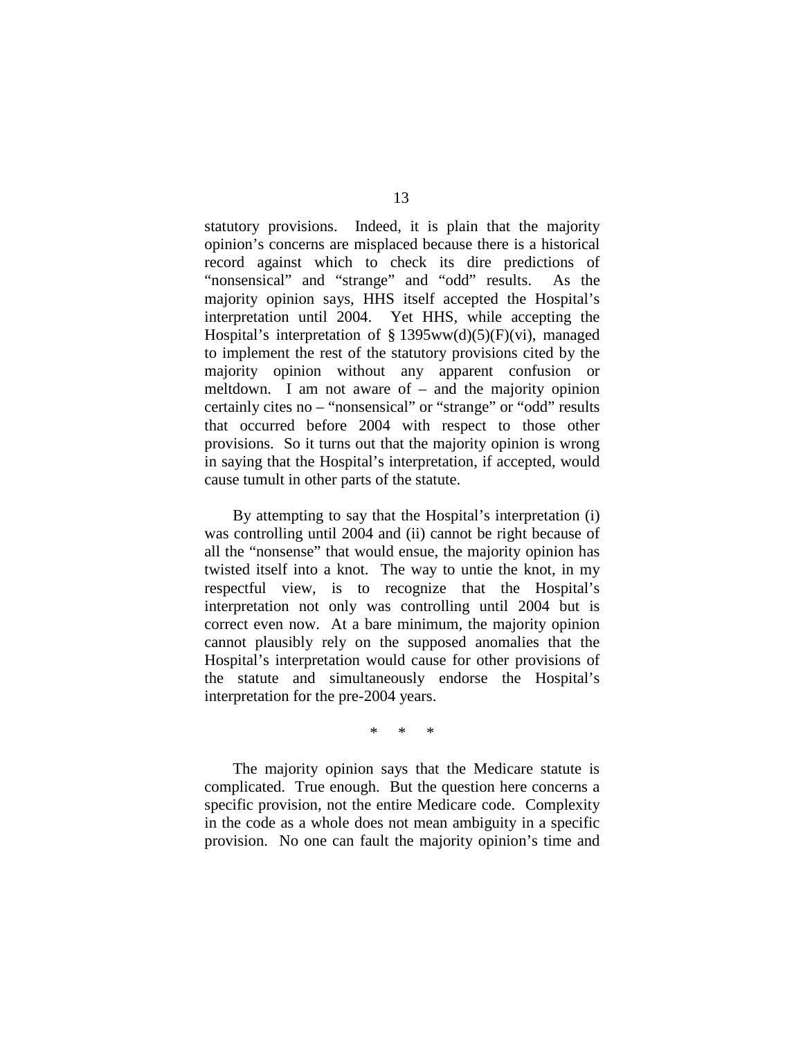statutory provisions. Indeed, it is plain that the majority opinion's concerns are misplaced because there is a historical record against which to check its dire predictions of "nonsensical" and "strange" and "odd" results. As the majority opinion says, HHS itself accepted the Hospital's interpretation until 2004. Yet HHS, while accepting the Hospital's interpretation of § 1395ww(d)(5)(F)(vi), managed to implement the rest of the statutory provisions cited by the majority opinion without any apparent confusion or meltdown. I am not aware of – and the majority opinion certainly cites no – "nonsensical" or "strange" or "odd" results that occurred before 2004 with respect to those other provisions. So it turns out that the majority opinion is wrong in saying that the Hospital's interpretation, if accepted, would cause tumult in other parts of the statute.

By attempting to say that the Hospital's interpretation (i) was controlling until 2004 and (ii) cannot be right because of all the "nonsense" that would ensue, the majority opinion has twisted itself into a knot. The way to untie the knot, in my respectful view, is to recognize that the Hospital's interpretation not only was controlling until 2004 but is correct even now. At a bare minimum, the majority opinion cannot plausibly rely on the supposed anomalies that the Hospital's interpretation would cause for other provisions of the statute and simultaneously endorse the Hospital's interpretation for the pre-2004 years.

\* \* \*

The majority opinion says that the Medicare statute is complicated. True enough. But the question here concerns a specific provision, not the entire Medicare code. Complexity in the code as a whole does not mean ambiguity in a specific provision. No one can fault the majority opinion's time and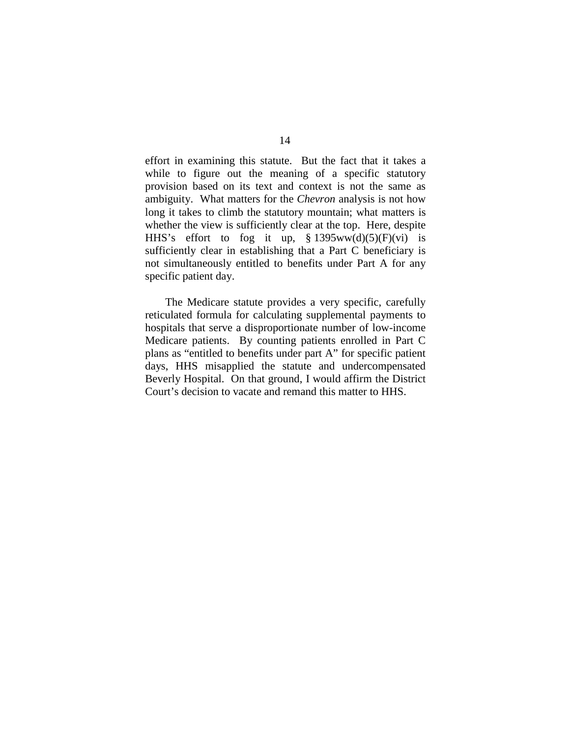effort in examining this statute. But the fact that it takes a while to figure out the meaning of a specific statutory provision based on its text and context is not the same as ambiguity. What matters for the *Chevron* analysis is not how long it takes to climb the statutory mountain; what matters is whether the view is sufficiently clear at the top. Here, despite HHS's effort to fog it up, § 1395ww(d)(5)(F)(vi) is sufficiently clear in establishing that a Part C beneficiary is not simultaneously entitled to benefits under Part A for any specific patient day.

The Medicare statute provides a very specific, carefully reticulated formula for calculating supplemental payments to hospitals that serve a disproportionate number of low-income Medicare patients. By counting patients enrolled in Part C plans as "entitled to benefits under part A" for specific patient days, HHS misapplied the statute and undercompensated Beverly Hospital. On that ground, I would affirm the District Court's decision to vacate and remand this matter to HHS.